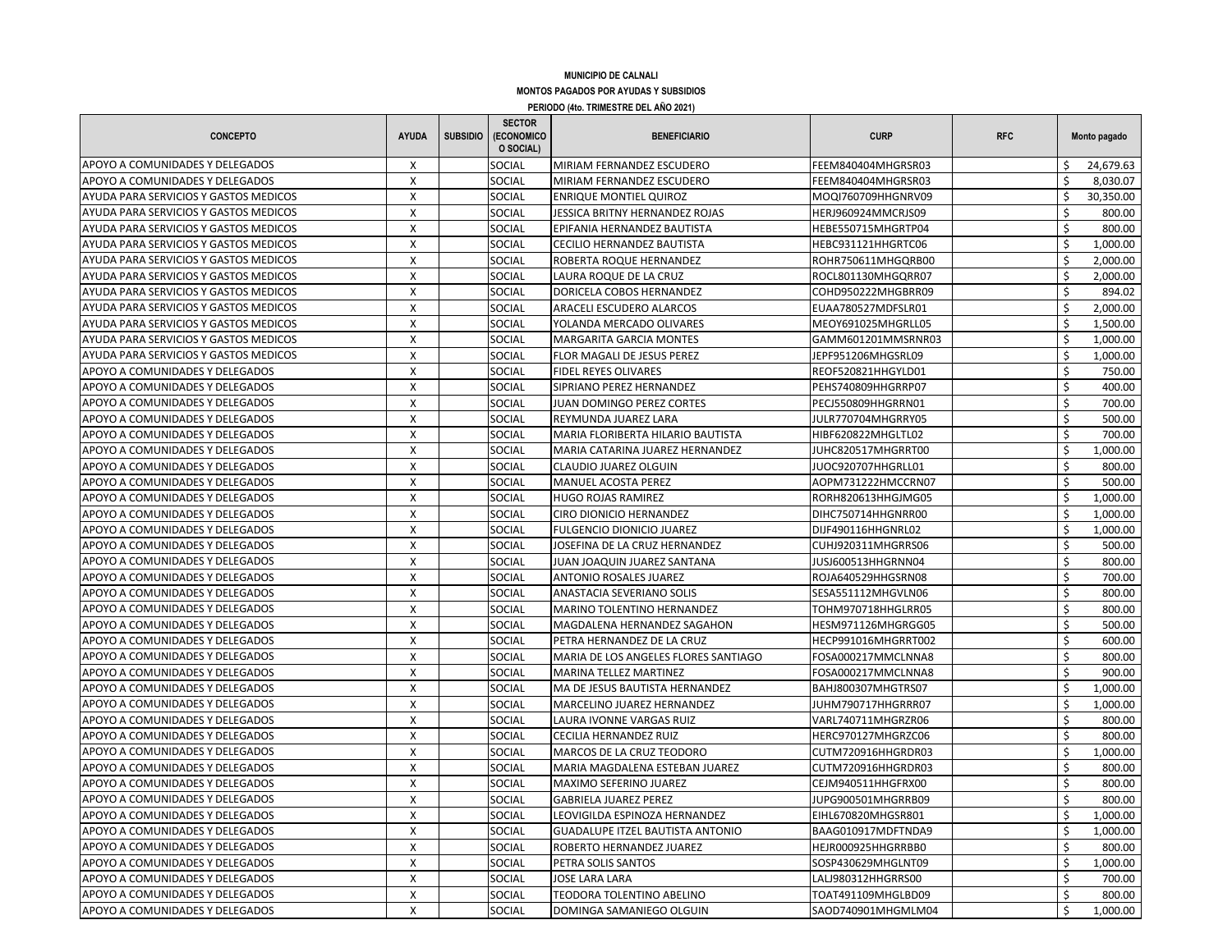**MUNICIPIO DE CALNALI**

**MONTOS PAGADOS POR AYUDAS Y SUBSIDIOS**

**PERIODO (4to. TRIMESTRE DEL AÑO 2021)**

| CONCEPTO | AYUDA | SUBSIDIO | SECTOR (ECONOMICO O SOCIAL) | BENEFICIARIO | CURP | RFC | Monto pagado |
|---|---|---|---|---|---|---|---|
| APOYO A COMUNIDADES Y DELEGADOS | X | | SOCIAL | MIRIAM FERNANDEZ ESCUDERO | FEEM840404MHGRSR03 | | $ 24,679.63 |
| APOYO A COMUNIDADES Y DELEGADOS | X | | SOCIAL | MIRIAM FERNANDEZ ESCUDERO | FEEM840404MHGRSR03 | | $ 8,030.07 |
| AYUDA PARA SERVICIOS Y GASTOS MEDICOS | X | | SOCIAL | ENRIQUE MONTIEL QUIROZ | MOQI760709HHGNRV09 | | $ 30,350.00 |
| AYUDA PARA SERVICIOS Y GASTOS MEDICOS | X | | SOCIAL | JESSICA BRITNY HERNANDEZ ROJAS | HERJ960924MMCRJS09 | | $ 800.00 |
| AYUDA PARA SERVICIOS Y GASTOS MEDICOS | X | | SOCIAL | EPIFANIA HERNANDEZ BAUTISTA | HEBE550715MHGRTP04 | | $ 800.00 |
| AYUDA PARA SERVICIOS Y GASTOS MEDICOS | X | | SOCIAL | CECILIO HERNANDEZ BAUTISTA | HEBC931121HHGRTC06 | | $ 1,000.00 |
| AYUDA PARA SERVICIOS Y GASTOS MEDICOS | X | | SOCIAL | ROBERTA ROQUE HERNANDEZ | ROHR750611MHGQRB00 | | $ 2,000.00 |
| AYUDA PARA SERVICIOS Y GASTOS MEDICOS | X | | SOCIAL | LAURA ROQUE DE LA CRUZ | ROCL801130MHGQRR07 | | $ 2,000.00 |
| AYUDA PARA SERVICIOS Y GASTOS MEDICOS | X | | SOCIAL | DORICELA COBOS HERNANDEZ | COHD950222MHGBRR09 | | $ 894.02 |
| AYUDA PARA SERVICIOS Y GASTOS MEDICOS | X | | SOCIAL | ARACELI ESCUDERO ALARCOS | EUAA780527MDFSLR01 | | $ 2,000.00 |
| AYUDA PARA SERVICIOS Y GASTOS MEDICOS | X | | SOCIAL | YOLANDA MERCADO OLIVARES | MEOY691025MHGRLL05 | | $ 1,500.00 |
| AYUDA PARA SERVICIOS Y GASTOS MEDICOS | X | | SOCIAL | MARGARITA GARCIA MONTES | GAMM601201MMSRNR03 | | $ 1,000.00 |
| AYUDA PARA SERVICIOS Y GASTOS MEDICOS | X | | SOCIAL | FLOR MAGALI DE JESUS PEREZ | JEPF951206MHGSRL09 | | $ 1,000.00 |
| APOYO A COMUNIDADES Y DELEGADOS | X | | SOCIAL | FIDEL REYES OLIVARES | REOF520821HHGYLD01 | | $ 750.00 |
| APOYO A COMUNIDADES Y DELEGADOS | X | | SOCIAL | SIPRIANO PEREZ HERNANDEZ | PEHS740809HHGRRP07 | | $ 400.00 |
| APOYO A COMUNIDADES Y DELEGADOS | X | | SOCIAL | JUAN DOMINGO PEREZ CORTES | PECJ550809HHGRRN01 | | $ 700.00 |
| APOYO A COMUNIDADES Y DELEGADOS | X | | SOCIAL | REYMUNDA JUAREZ LARA | JULR770704MHGRRY05 | | $ 500.00 |
| APOYO A COMUNIDADES Y DELEGADOS | X | | SOCIAL | MARIA FLORIBERTA HILARIO BAUTISTA | HIBF620822MHGLTL02 | | $ 700.00 |
| APOYO A COMUNIDADES Y DELEGADOS | X | | SOCIAL | MARIA CATARINA JUAREZ HERNANDEZ | JUHC820517MHGRRT00 | | $ 1,000.00 |
| APOYO A COMUNIDADES Y DELEGADOS | X | | SOCIAL | CLAUDIO JUAREZ OLGUIN | JUOC920707HHGRLL01 | | $ 800.00 |
| APOYO A COMUNIDADES Y DELEGADOS | X | | SOCIAL | MANUEL ACOSTA PEREZ | AOPM731222HMCCRN07 | | $ 500.00 |
| APOYO A COMUNIDADES Y DELEGADOS | X | | SOCIAL | HUGO ROJAS RAMIREZ | RORH820613HHGJMG05 | | $ 1,000.00 |
| APOYO A COMUNIDADES Y DELEGADOS | X | | SOCIAL | CIRO DIONICIO HERNANDEZ | DIHC750714HHGNRR00 | | $ 1,000.00 |
| APOYO A COMUNIDADES Y DELEGADOS | X | | SOCIAL | FULGENCIO DIONICIO JUAREZ | DIJF490116HHGNRL02 | | $ 1,000.00 |
| APOYO A COMUNIDADES Y DELEGADOS | X | | SOCIAL | JOSEFINA DE LA CRUZ HERNANDEZ | CUHJ920311MHGRRS06 | | $ 500.00 |
| APOYO A COMUNIDADES Y DELEGADOS | X | | SOCIAL | JUAN JOAQUIN JUAREZ SANTANA | JUSJ600513HHGRNN04 | | $ 800.00 |
| APOYO A COMUNIDADES Y DELEGADOS | X | | SOCIAL | ANTONIO ROSALES JUAREZ | ROJA640529HHGSRN08 | | $ 700.00 |
| APOYO A COMUNIDADES Y DELEGADOS | X | | SOCIAL | ANASTACIA SEVERIANO SOLIS | SESA551112MHGVLN06 | | $ 800.00 |
| APOYO A COMUNIDADES Y DELEGADOS | X | | SOCIAL | MARINO TOLENTINO HERNANDEZ | TOHM970718HHGLRR05 | | $ 800.00 |
| APOYO A COMUNIDADES Y DELEGADOS | X | | SOCIAL | MAGDALENA HERNANDEZ SAGAHON | HESM971126MHGRGG05 | | $ 500.00 |
| APOYO A COMUNIDADES Y DELEGADOS | X | | SOCIAL | PETRA HERNANDEZ DE LA CRUZ | HECP991016MHGRRT002 | | $ 600.00 |
| APOYO A COMUNIDADES Y DELEGADOS | X | | SOCIAL | MARIA DE LOS ANGELES FLORES SANTIAGO | FOSA000217MMCLNNA8 | | $ 800.00 |
| APOYO A COMUNIDADES Y DELEGADOS | X | | SOCIAL | MARINA TELLEZ MARTINEZ | FOSA000217MMCLNNA8 | | $ 900.00 |
| APOYO A COMUNIDADES Y DELEGADOS | X | | SOCIAL | MA DE JESUS BAUTISTA HERNANDEZ | BAHJ800307MHGTRS07 | | $ 1,000.00 |
| APOYO A COMUNIDADES Y DELEGADOS | X | | SOCIAL | MARCELINO JUAREZ HERNANDEZ | JUHM790717HHGRRR07 | | $ 1,000.00 |
| APOYO A COMUNIDADES Y DELEGADOS | X | | SOCIAL | LAURA IVONNE VARGAS RUIZ | VARL740711MHGRZR06 | | $ 800.00 |
| APOYO A COMUNIDADES Y DELEGADOS | X | | SOCIAL | CECILIA HERNANDEZ RUIZ | HERC970127MHGRZC06 | | $ 800.00 |
| APOYO A COMUNIDADES Y DELEGADOS | X | | SOCIAL | MARCOS DE LA CRUZ TEODORO | CUTM720916HHGRDR03 | | $ 1,000.00 |
| APOYO A COMUNIDADES Y DELEGADOS | X | | SOCIAL | MARIA MAGDALENA ESTEBAN JUAREZ | CUTM720916HHGRDR03 | | $ 800.00 |
| APOYO A COMUNIDADES Y DELEGADOS | X | | SOCIAL | MAXIMO SEFERINO JUAREZ | CEJM940511HHGFRX00 | | $ 800.00 |
| APOYO A COMUNIDADES Y DELEGADOS | X | | SOCIAL | GABRIELA JUAREZ PEREZ | JUPG900501MHGRRB09 | | $ 800.00 |
| APOYO A COMUNIDADES Y DELEGADOS | X | | SOCIAL | LEOVIGILDA ESPINOZA HERNANDEZ | EIHL670820MHGSR801 | | $ 1,000.00 |
| APOYO A COMUNIDADES Y DELEGADOS | X | | SOCIAL | GUADALUPE ITZEL BAUTISTA ANTONIO | BAAG010917MDFTNDA9 | | $ 1,000.00 |
| APOYO A COMUNIDADES Y DELEGADOS | X | | SOCIAL | ROBERTO HERNANDEZ JUAREZ | HEJR000925HHGRRBB0 | | $ 800.00 |
| APOYO A COMUNIDADES Y DELEGADOS | X | | SOCIAL | PETRA SOLIS SANTOS | SOSP430629MHGLNT09 | | $ 1,000.00 |
| APOYO A COMUNIDADES Y DELEGADOS | X | | SOCIAL | JOSE LARA LARA | LALJ980312HHGRRS00 | | $ 700.00 |
| APOYO A COMUNIDADES Y DELEGADOS | X | | SOCIAL | TEODORA TOLENTINO ABELINO | TOAT491109MHGLBD09 | | $ 800.00 |
| APOYO A COMUNIDADES Y DELEGADOS | X | | SOCIAL | DOMINGA SAMANIEGO OLGUIN | SAOD740901MHGMLM04 | | $ 1,000.00 |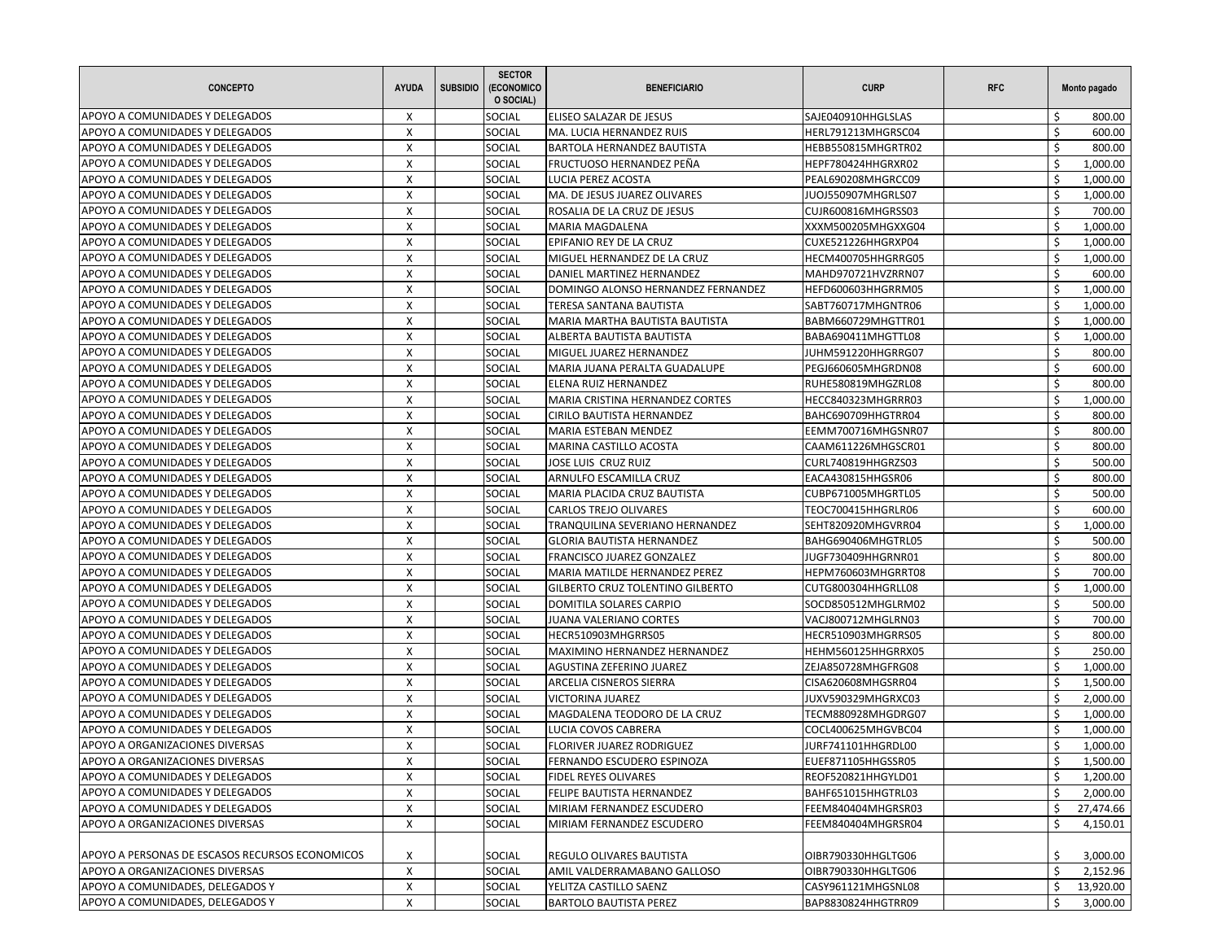| CONCEPTO | AYUDA | SUBSIDIO | SECTOR (ECONOMICO O SOCIAL) | BENEFICIARIO | CURP | RFC | Monto pagado |
|---|---|---|---|---|---|---|---|
| APOYO A COMUNIDADES Y DELEGADOS | X | | SOCIAL | ELISEO SALAZAR DE JESUS | SAJE040910HHGLSLAS | | $ 800.00 |
| APOYO A COMUNIDADES Y DELEGADOS | X | | SOCIAL | MA. LUCIA HERNANDEZ RUIS | HERL791213MHGRSC04 | | $ 600.00 |
| APOYO A COMUNIDADES Y DELEGADOS | X | | SOCIAL | BARTOLA HERNANDEZ BAUTISTA | HEBB550815MHGRTR02 | | $ 800.00 |
| APOYO A COMUNIDADES Y DELEGADOS | X | | SOCIAL | FRUCTUOSO HERNANDEZ PEÑA | HEPF780424HHGRXR02 | | $ 1,000.00 |
| APOYO A COMUNIDADES Y DELEGADOS | X | | SOCIAL | LUCIA PEREZ ACOSTA | PEAL690208MHGRCC09 | | $ 1,000.00 |
| APOYO A COMUNIDADES Y DELEGADOS | X | | SOCIAL | MA. DE JESUS JUAREZ OLIVARES | JUOJ550907MHGRLS07 | | $ 1,000.00 |
| APOYO A COMUNIDADES Y DELEGADOS | X | | SOCIAL | ROSALIA DE LA CRUZ DE JESUS | CUJR600816MHGRSS03 | | $ 700.00 |
| APOYO A COMUNIDADES Y DELEGADOS | X | | SOCIAL | MARIA MAGDALENA | XXXM500205MHGXXG04 | | $ 1,000.00 |
| APOYO A COMUNIDADES Y DELEGADOS | X | | SOCIAL | EPIFANIO REY DE LA CRUZ | CUXE521226HHGRXP04 | | $ 1,000.00 |
| APOYO A COMUNIDADES Y DELEGADOS | X | | SOCIAL | MIGUEL HERNANDEZ DE LA CRUZ | HECM400705HHGRRG05 | | $ 1,000.00 |
| APOYO A COMUNIDADES Y DELEGADOS | X | | SOCIAL | DANIEL MARTINEZ HERNANDEZ | MAHD970721HVZRRN07 | | $ 600.00 |
| APOYO A COMUNIDADES Y DELEGADOS | X | | SOCIAL | DOMINGO ALONSO HERNANDEZ FERNANDEZ | HEFD600603HHGRRM05 | | $ 1,000.00 |
| APOYO A COMUNIDADES Y DELEGADOS | X | | SOCIAL | TERESA SANTANA BAUTISTA | SABT760717MHGNTR06 | | $ 1,000.00 |
| APOYO A COMUNIDADES Y DELEGADOS | X | | SOCIAL | MARIA MARTHA BAUTISTA BAUTISTA | BABM660729MHGTTR01 | | $ 1,000.00 |
| APOYO A COMUNIDADES Y DELEGADOS | X | | SOCIAL | ALBERTA BAUTISTA BAUTISTA | BABA690411MHGTTL08 | | $ 1,000.00 |
| APOYO A COMUNIDADES Y DELEGADOS | X | | SOCIAL | MIGUEL JUAREZ HERNANDEZ | JUHM591220HHGRRG07 | | $ 800.00 |
| APOYO A COMUNIDADES Y DELEGADOS | X | | SOCIAL | MARIA JUANA PERALTA GUADALUPE | PEGJ660605MHGRDN08 | | $ 600.00 |
| APOYO A COMUNIDADES Y DELEGADOS | X | | SOCIAL | ELENA RUIZ HERNANDEZ | RUHE580819MHGZRL08 | | $ 800.00 |
| APOYO A COMUNIDADES Y DELEGADOS | X | | SOCIAL | MARIA CRISTINA HERNANDEZ CORTES | HECC840323MHGRRR03 | | $ 1,000.00 |
| APOYO A COMUNIDADES Y DELEGADOS | X | | SOCIAL | CIRILO BAUTISTA HERNANDEZ | BAHC690709HHGTRR04 | | $ 800.00 |
| APOYO A COMUNIDADES Y DELEGADOS | X | | SOCIAL | MARIA ESTEBAN MENDEZ | EEMM700716MHGSNR07 | | $ 800.00 |
| APOYO A COMUNIDADES Y DELEGADOS | X | | SOCIAL | MARINA CASTILLO ACOSTA | CAAM611226MHGSCR01 | | $ 800.00 |
| APOYO A COMUNIDADES Y DELEGADOS | X | | SOCIAL | JOSE LUIS CRUZ RUIZ | CURL740819HHGRZS03 | | $ 500.00 |
| APOYO A COMUNIDADES Y DELEGADOS | X | | SOCIAL | ARNULFO ESCAMILLA CRUZ | EACA430815HHGSR06 | | $ 800.00 |
| APOYO A COMUNIDADES Y DELEGADOS | X | | SOCIAL | MARIA PLACIDA CRUZ BAUTISTA | CUBP671005MHGRTL05 | | $ 500.00 |
| APOYO A COMUNIDADES Y DELEGADOS | X | | SOCIAL | CARLOS TREJO OLIVARES | TEOC700415HHGRLR06 | | $ 600.00 |
| APOYO A COMUNIDADES Y DELEGADOS | X | | SOCIAL | TRANQUILINA SEVERIANO HERNANDEZ | SEHT820920MHGVRR04 | | $ 1,000.00 |
| APOYO A COMUNIDADES Y DELEGADOS | X | | SOCIAL | GLORIA BAUTISTA HERNANDEZ | BAHG690406MHGTRL05 | | $ 500.00 |
| APOYO A COMUNIDADES Y DELEGADOS | X | | SOCIAL | FRANCISCO JUAREZ GONZALEZ | JUGF730409HHGRNR01 | | $ 800.00 |
| APOYO A COMUNIDADES Y DELEGADOS | X | | SOCIAL | MARIA MATILDE HERNANDEZ PEREZ | HEPM760603MHGRRT08 | | $ 700.00 |
| APOYO A COMUNIDADES Y DELEGADOS | X | | SOCIAL | GILBERTO CRUZ TOLENTINO GILBERTO | CUTG800304HHGRLL08 | | $ 1,000.00 |
| APOYO A COMUNIDADES Y DELEGADOS | X | | SOCIAL | DOMITILA SOLARES CARPIO | SOCD850512MHGLRM02 | | $ 500.00 |
| APOYO A COMUNIDADES Y DELEGADOS | X | | SOCIAL | JUANA VALERIANO CORTES | VACJ800712MHGLRN03 | | $ 700.00 |
| APOYO A COMUNIDADES Y DELEGADOS | X | | SOCIAL | HECR510903MHGRRS05 | HECR510903MHGRRS05 | | $ 800.00 |
| APOYO A COMUNIDADES Y DELEGADOS | X | | SOCIAL | MAXIMINO HERNANDEZ HERNANDEZ | HEHM560125HHGRRX05 | | $ 250.00 |
| APOYO A COMUNIDADES Y DELEGADOS | X | | SOCIAL | AGUSTINA ZEFERINO JUAREZ | ZEJA850728MHGFRG08 | | $ 1,000.00 |
| APOYO A COMUNIDADES Y DELEGADOS | X | | SOCIAL | ARCELIA CISNEROS SIERRA | CISA620608MHGSRR04 | | $ 1,500.00 |
| APOYO A COMUNIDADES Y DELEGADOS | X | | SOCIAL | VICTORINA JUAREZ | JUXV590329MHGRXC03 | | $ 2,000.00 |
| APOYO A COMUNIDADES Y DELEGADOS | X | | SOCIAL | MAGDALENA TEODORO DE LA CRUZ | TECM880928MHGDRG07 | | $ 1,000.00 |
| APOYO A COMUNIDADES Y DELEGADOS | X | | SOCIAL | LUCIA COVOS CABRERA | COCL400625MHGVBC04 | | $ 1,000.00 |
| APOYO A ORGANIZACIONES DIVERSAS | X | | SOCIAL | FLORIVER JUAREZ RODRIGUEZ | JURF741101HHGRDL00 | | $ 1,000.00 |
| APOYO A ORGANIZACIONES DIVERSAS | X | | SOCIAL | FERNANDO ESCUDERO ESPINOZA | EUEF871105HHGSSR05 | | $ 1,500.00 |
| APOYO A COMUNIDADES Y DELEGADOS | X | | SOCIAL | FIDEL REYES OLIVARES | REOF520821HHGYLD01 | | $ 1,200.00 |
| APOYO A COMUNIDADES Y DELEGADOS | X | | SOCIAL | FELIPE BAUTISTA HERNANDEZ | BAHF651015HHGTRL03 | | $ 2,000.00 |
| APOYO A COMUNIDADES Y DELEGADOS | X | | SOCIAL | MIRIAM FERNANDEZ ESCUDERO | FEEM840404MHGRSR03 | | $ 27,474.66 |
| APOYO A ORGANIZACIONES DIVERSAS | X | | SOCIAL | MIRIAM FERNANDEZ ESCUDERO | FEEM840404MHGRSR04 | | $ 4,150.01 |
| APOYO A PERSONAS DE ESCASOS RECURSOS ECONOMICOS | X | | SOCIAL | REGULO OLIVARES BAUTISTA | OIBR790330HHGLTG06 | | $ 3,000.00 |
| APOYO A ORGANIZACIONES DIVERSAS | X | | SOCIAL | AMIL VALDERRAMABANO GALLOSO | OIBR790330HHGLTG06 | | $ 2,152.96 |
| APOYO A COMUNIDADES, DELEGADOS Y | X | | SOCIAL | YELITZA CASTILLO SAENZ | CASY961121MHGSNL08 | | $ 13,920.00 |
| APOYO A COMUNIDADES, DELEGADOS Y | X | | SOCIAL | BARTOLO BAUTISTA PEREZ | BAP8830824HHGTRR09 | | $ 3,000.00 |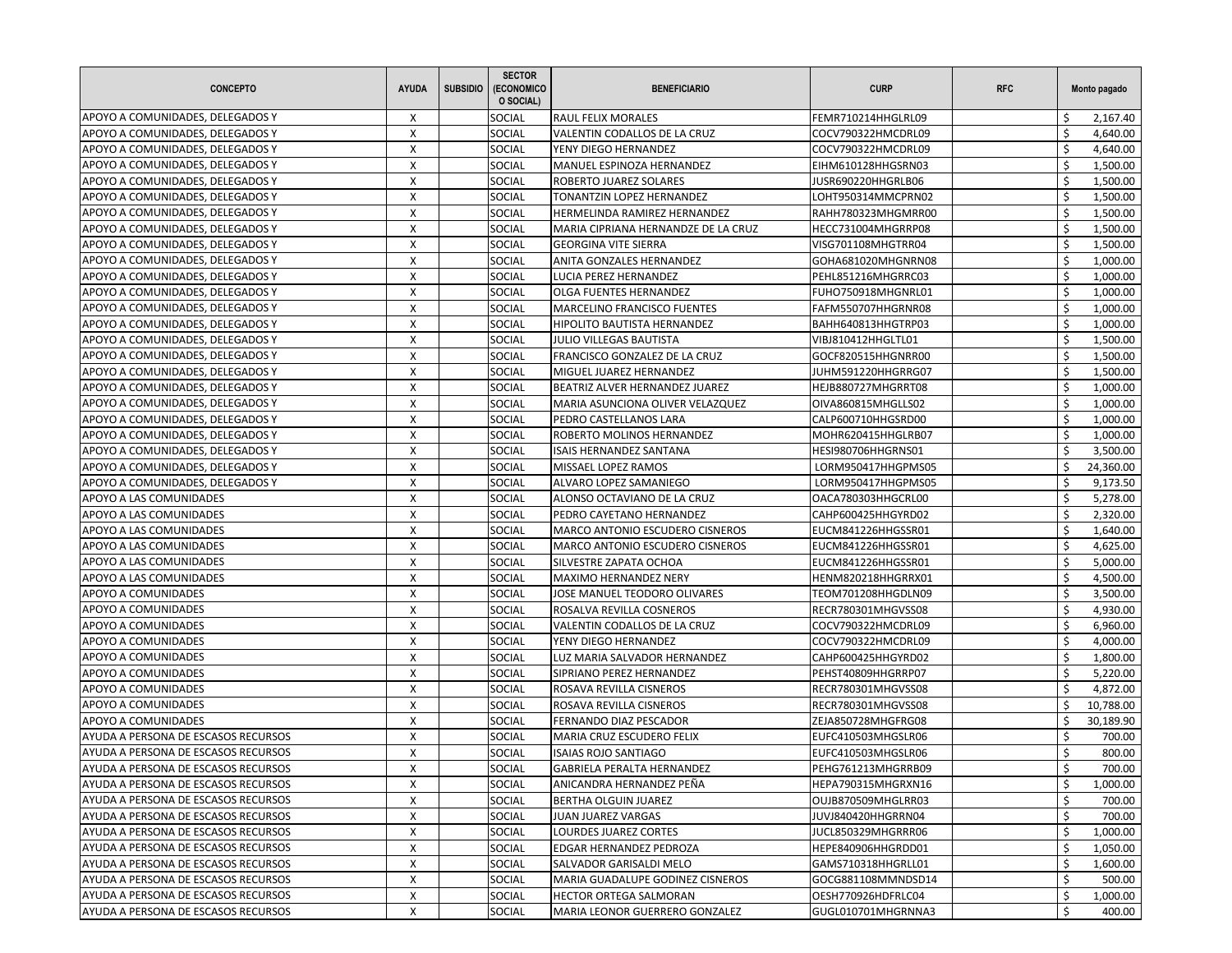| CONCEPTO | AYUDA | SUBSIDIO | SECTOR (ECONOMICO O SOCIAL) | BENEFICIARIO | CURP | RFC | Monto pagado |
|---|---|---|---|---|---|---|---|
| APOYO A COMUNIDADES, DELEGADOS Y | X | | SOCIAL | RAUL FELIX MORALES | FEMR710214HHGLRL09 | | $ 2,167.40 |
| APOYO A COMUNIDADES, DELEGADOS Y | X | | SOCIAL | VALENTIN CODALLOS DE LA CRUZ | COCV790322HMCDRL09 | | $ 4,640.00 |
| APOYO A COMUNIDADES, DELEGADOS Y | X | | SOCIAL | YENY DIEGO HERNANDEZ | COCV790322HMCDRL09 | | $ 4,640.00 |
| APOYO A COMUNIDADES, DELEGADOS Y | X | | SOCIAL | MANUEL ESPINOZA HERNANDEZ | EIHM610128HHGSRN03 | | $ 1,500.00 |
| APOYO A COMUNIDADES, DELEGADOS Y | X | | SOCIAL | ROBERTO JUAREZ SOLARES | JUSR690220HHGRLB06 | | $ 1,500.00 |
| APOYO A COMUNIDADES, DELEGADOS Y | X | | SOCIAL | TONANTZIN LOPEZ HERNANDEZ | LOHT950314MMCPRN02 | | $ 1,500.00 |
| APOYO A COMUNIDADES, DELEGADOS Y | X | | SOCIAL | HERMELINDA RAMIREZ HERNANDEZ | RAHH780323MHGMRR00 | | $ 1,500.00 |
| APOYO A COMUNIDADES, DELEGADOS Y | X | | SOCIAL | MARIA CIPRIANA HERNANDZE DE LA CRUZ | HECC731004MHGRRP08 | | $ 1,500.00 |
| APOYO A COMUNIDADES, DELEGADOS Y | X | | SOCIAL | GEORGINA VITE SIERRA | VISG701108MHGTRR04 | | $ 1,500.00 |
| APOYO A COMUNIDADES, DELEGADOS Y | X | | SOCIAL | ANITA GONZALES HERNANDEZ | GOHA681020MHGNRN08 | | $ 1,000.00 |
| APOYO A COMUNIDADES, DELEGADOS Y | X | | SOCIAL | LUCIA PEREZ HERNANDEZ | PEHL851216MHGRRC03 | | $ 1,000.00 |
| APOYO A COMUNIDADES, DELEGADOS Y | X | | SOCIAL | OLGA FUENTES HERNANDEZ | FUHO750918MHGNRL01 | | $ 1,000.00 |
| APOYO A COMUNIDADES, DELEGADOS Y | X | | SOCIAL | MARCELINO FRANCISCO FUENTES | FAFM550707HHGRNR08 | | $ 1,000.00 |
| APOYO A COMUNIDADES, DELEGADOS Y | X | | SOCIAL | HIPOLITO BAUTISTA HERNANDEZ | BAHH640813HHGTRP03 | | $ 1,000.00 |
| APOYO A COMUNIDADES, DELEGADOS Y | X | | SOCIAL | JULIO VILLEGAS BAUTISTA | VIBJ810412HHGLTL01 | | $ 1,500.00 |
| APOYO A COMUNIDADES, DELEGADOS Y | X | | SOCIAL | FRANCISCO GONZALEZ DE LA CRUZ | GOCF820515HHGNRR00 | | $ 1,500.00 |
| APOYO A COMUNIDADES, DELEGADOS Y | X | | SOCIAL | MIGUEL JUAREZ HERNANDEZ | JUHM591220HHGRRG07 | | $ 1,500.00 |
| APOYO A COMUNIDADES, DELEGADOS Y | X | | SOCIAL | BEATRIZ ALVER HERNANDEZ JUAREZ | HEJB880727MHGRRT08 | | $ 1,000.00 |
| APOYO A COMUNIDADES, DELEGADOS Y | X | | SOCIAL | MARIA ASUNCIONA OLIVER VELAZQUEZ | OIVA860815MHGLLS02 | | $ 1,000.00 |
| APOYO A COMUNIDADES, DELEGADOS Y | X | | SOCIAL | PEDRO CASTELLANOS LARA | CALP600710HHGSRD00 | | $ 1,000.00 |
| APOYO A COMUNIDADES, DELEGADOS Y | X | | SOCIAL | ROBERTO MOLINOS HERNANDEZ | MOHR620415HHGLRB07 | | $ 1,000.00 |
| APOYO A COMUNIDADES, DELEGADOS Y | X | | SOCIAL | ISAIS HERNANDEZ SANTANA | HESI980706HHGRNS01 | | $ 3,500.00 |
| APOYO A COMUNIDADES, DELEGADOS Y | X | | SOCIAL | MISSAEL LOPEZ RAMOS | LORM950417HHGPMS05 | | $ 24,360.00 |
| APOYO A COMUNIDADES, DELEGADOS Y | X | | SOCIAL | ALVARO LOPEZ SAMANIEGO | LORM950417HHGPMS05 | | $ 9,173.50 |
| APOYO A LAS COMUNIDADES | X | | SOCIAL | ALONSO OCTAVIANO DE LA CRUZ | OACA780303HHGCRL00 | | $ 5,278.00 |
| APOYO A LAS COMUNIDADES | X | | SOCIAL | PEDRO CAYETANO HERNANDEZ | CAHP600425HHGYRD02 | | $ 2,320.00 |
| APOYO A LAS COMUNIDADES | X | | SOCIAL | MARCO ANTONIO ESCUDERO CISNEROS | EUCM841226HHGSSR01 | | $ 1,640.00 |
| APOYO A LAS COMUNIDADES | X | | SOCIAL | MARCO ANTONIO ESCUDERO CISNEROS | EUCM841226HHGSSR01 | | $ 4,625.00 |
| APOYO A LAS COMUNIDADES | X | | SOCIAL | SILVESTRE ZAPATA OCHOA | EUCM841226HHGSSR01 | | $ 5,000.00 |
| APOYO A LAS COMUNIDADES | X | | SOCIAL | MAXIMO HERNANDEZ NERY | HENM820218HHGRRX01 | | $ 4,500.00 |
| APOYO A COMUNIDADES | X | | SOCIAL | JOSE MANUEL TEODORO OLIVARES | TEOM701208HHGDLN09 | | $ 3,500.00 |
| APOYO A COMUNIDADES | X | | SOCIAL | ROSALVA REVILLA COSNEROS | RECR780301MHGVSS08 | | $ 4,930.00 |
| APOYO A COMUNIDADES | X | | SOCIAL | VALENTIN CODALLOS DE LA CRUZ | COCV790322HMCDRL09 | | $ 6,960.00 |
| APOYO A COMUNIDADES | X | | SOCIAL | YENY DIEGO HERNANDEZ | COCV790322HMCDRL09 | | $ 4,000.00 |
| APOYO A COMUNIDADES | X | | SOCIAL | LUZ MARIA SALVADOR HERNANDEZ | CAHP600425HHGYRD02 | | $ 1,800.00 |
| APOYO A COMUNIDADES | X | | SOCIAL | SIPRIANO PEREZ HERNANDEZ | PEHST40809HHGRRP07 | | $ 5,220.00 |
| APOYO A COMUNIDADES | X | | SOCIAL | ROSAVA REVILLA CISNEROS | RECR780301MHGVSS08 | | $ 4,872.00 |
| APOYO A COMUNIDADES | X | | SOCIAL | ROSAVA REVILLA CISNEROS | RECR780301MHGVSS08 | | $ 10,788.00 |
| APOYO A COMUNIDADES | X | | SOCIAL | FERNANDO DIAZ PESCADOR | ZEJA850728MHGFRG08 | | $ 30,189.90 |
| AYUDA A PERSONA DE ESCASOS RECURSOS | X | | SOCIAL | MARIA CRUZ ESCUDERO FELIX | EUFC410503MHGSLR06 | | $ 700.00 |
| AYUDA A PERSONA DE ESCASOS RECURSOS | X | | SOCIAL | ISAIAS ROJO SANTIAGO | EUFC410503MHGSLR06 | | $ 800.00 |
| AYUDA A PERSONA DE ESCASOS RECURSOS | X | | SOCIAL | GABRIELA PERALTA HERNANDEZ | PEHG761213MHGRRB09 | | $ 700.00 |
| AYUDA A PERSONA DE ESCASOS RECURSOS | X | | SOCIAL | ANICANDRA HERNANDEZ PEÑA | HEPA790315MHGRXN16 | | $ 1,000.00 |
| AYUDA A PERSONA DE ESCASOS RECURSOS | X | | SOCIAL | BERTHA OLGUIN JUAREZ | OUJB870509MHGLRR03 | | $ 700.00 |
| AYUDA A PERSONA DE ESCASOS RECURSOS | X | | SOCIAL | JUAN JUAREZ VARGAS | JUVJ840420HHGRRN04 | | $ 700.00 |
| AYUDA A PERSONA DE ESCASOS RECURSOS | X | | SOCIAL | LOURDES JUAREZ CORTES | JUCL850329MHGRRR06 | | $ 1,000.00 |
| AYUDA A PERSONA DE ESCASOS RECURSOS | X | | SOCIAL | EDGAR HERNANDEZ PEDROZA | HEPE840906HHGRDD01 | | $ 1,050.00 |
| AYUDA A PERSONA DE ESCASOS RECURSOS | X | | SOCIAL | SALVADOR GARISALDI MELO | GAMS710318HHGRLL01 | | $ 1,600.00 |
| AYUDA A PERSONA DE ESCASOS RECURSOS | X | | SOCIAL | MARIA GUADALUPE GODINEZ CISNEROS | GOCG881108MMNDSD14 | | $ 500.00 |
| AYUDA A PERSONA DE ESCASOS RECURSOS | X | | SOCIAL | HECTOR ORTEGA SALMORAN | OESH770926HDFRLC04 | | $ 1,000.00 |
| AYUDA A PERSONA DE ESCASOS RECURSOS | X | | SOCIAL | MARIA LEONOR GUERRERO GONZALEZ | GUGL010701MHGRNNA3 | | $ 400.00 |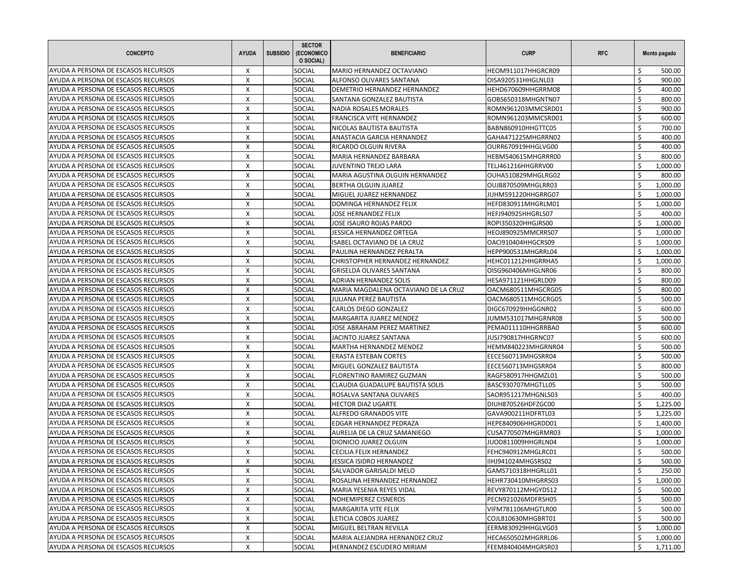| CONCEPTO | AYUDA | SUBSIDIO | SECTOR (ECONOMICO O SOCIAL) | BENEFICIARIO | CURP | RFC | Monto pagado |
|---|---|---|---|---|---|---|---|
| AYUDA A PERSONA DE ESCASOS RECURSOS | X | | SOCIAL | MARIO HERNANDEZ OCTAVIANO | HEOM911017HHGRCR09 | | $ 500.00 |
| AYUDA A PERSONA DE ESCASOS RECURSOS | X | | SOCIAL | ALFONSO OLIVARES SANTANA | OISA920531HHGLNL03 | | $ 900.00 |
| AYUDA A PERSONA DE ESCASOS RECURSOS | X | | SOCIAL | DEMETRIO HERNANDEZ HERNANDEZ | HEHD670609HHGRRM08 | | $ 400.00 |
| AYUDA A PERSONA DE ESCASOS RECURSOS | X | | SOCIAL | SANTANA GONZALEZ BAUTISTA | GOBS650318MHGNTN07 | | $ 800.00 |
| AYUDA A PERSONA DE ESCASOS RECURSOS | X | | SOCIAL | NADIA ROSALES MORALES | ROMN961203MMCSRD01 | | $ 900.00 |
| AYUDA A PERSONA DE ESCASOS RECURSOS | X | | SOCIAL | FRANCISCA VITE HERNANDEZ | ROMN961203MMCSRD01 | | $ 600.00 |
| AYUDA A PERSONA DE ESCASOS RECURSOS | X | | SOCIAL | NICOLAS BAUTISTA BAUTISTA | BABN860910HHGTTC05 | | $ 700.00 |
| AYUDA A PERSONA DE ESCASOS RECURSOS | X | | SOCIAL | ANASTACIA GARCIA HERNANDEZ | GAHA471225MHGRRN02 | | $ 400.00 |
| AYUDA A PERSONA DE ESCASOS RECURSOS | X | | SOCIAL | RICARDO OLGUIN RIVERA | OURR670919HHGLVG00 | | $ 400.00 |
| AYUDA A PERSONA DE ESCASOS RECURSOS | X | | SOCIAL | MARIA HERNANDEZ BARBARA | HEBM540615MHGRRR00 | | $ 800.00 |
| AYUDA A PERSONA DE ESCASOS RECURSOS | X | | SOCIAL | JUVENTINO TREJO LARA | TELJ461216HHGRRV00 | | $ 1,000.00 |
| AYUDA A PERSONA DE ESCASOS RECURSOS | X | | SOCIAL | MARIA AGUSTINA OLGUIN HERNANDEZ | OUHA510829MHGLRG02 | | $ 800.00 |
| AYUDA A PERSONA DE ESCASOS RECURSOS | X | | SOCIAL | BERTHA OLGUIN JUAREZ | OUJB870509MHGLRR03 | | $ 1,000.00 |
| AYUDA A PERSONA DE ESCASOS RECURSOS | X | | SOCIAL | MIGUEL JUAREZ HERNANDEZ | JUHM591220HHGRRG07 | | $ 1,000.00 |
| AYUDA A PERSONA DE ESCASOS RECURSOS | X | | SOCIAL | DOMINGA HERNANDEZ FELIX | HEFD830911MHGRLM01 | | $ 1,000.00 |
| AYUDA A PERSONA DE ESCASOS RECURSOS | X | | SOCIAL | JOSE HERNANDEZ FELIX | HEFJ940925HHGRLS07 | | $ 400.00 |
| AYUDA A PERSONA DE ESCASOS RECURSOS | X | | SOCIAL | JOSE ISAURO ROJAS PARDO | ROPI350320HHGJRS00 | | $ 1,000.00 |
| AYUDA A PERSONA DE ESCASOS RECURSOS | X | | SOCIAL | JESSICA HERNANDEZ ORTEGA | HEOJ890925MMCRRS07 | | $ 1,000.00 |
| AYUDA A PERSONA DE ESCASOS RECURSOS | X | | SOCIAL | ISABEL OCTAVIANO DE LA CRUZ | OACI910404HHGCRS09 | | $ 1,000.00 |
| AYUDA A PERSONA DE ESCASOS RECURSOS | X | | SOCIAL | PAULINA HERNANDEZ PERALTA | HEPP900531MHGRRL04 | | $ 1,000.00 |
| AYUDA A PERSONA DE ESCASOS RECURSOS | X | | SOCIAL | CHRISTOPHER HERNANDEZ HERNANDEZ | HEHC011212HHGRRHA5 | | $ 1,000.00 |
| AYUDA A PERSONA DE ESCASOS RECURSOS | X | | SOCIAL | GRISELDA OLIVARES SANTANA | OISG960406MHGLNR06 | | $ 800.00 |
| AYUDA A PERSONA DE ESCASOS RECURSOS | X | | SOCIAL | ADRIAN HERNANDEZ SOLIS | HESA971121HHGRLD09 | | $ 800.00 |
| AYUDA A PERSONA DE ESCASOS RECURSOS | X | | SOCIAL | MARIA MAGDALENA OCTAVIANO DE LA CRUZ | OACM680511MHGCRG05 | | $ 800.00 |
| AYUDA A PERSONA DE ESCASOS RECURSOS | X | | SOCIAL | JULIANA PEREZ BAUTISTA | OACM680511MHGCRG05 | | $ 500.00 |
| AYUDA A PERSONA DE ESCASOS RECURSOS | X | | SOCIAL | CARLOS DIEGO GONZALEZ | DIGC670929HHGGNR02 | | $ 600.00 |
| AYUDA A PERSONA DE ESCASOS RECURSOS | X | | SOCIAL | MARGARITA JUAREZ MENDEZ | JUMM531017MHGRNR08 | | $ 500.00 |
| AYUDA A PERSONA DE ESCASOS RECURSOS | X | | SOCIAL | JOSE ABRAHAM PEREZ MARTINEZ | PEMA011110HHGRRBA0 | | $ 600.00 |
| AYUDA A PERSONA DE ESCASOS RECURSOS | X | | SOCIAL | JACINTO JUAREZ SANTANA | JUSJ790817HHGRNC07 | | $ 600.00 |
| AYUDA A PERSONA DE ESCASOS RECURSOS | X | | SOCIAL | MARTHA HERNANDEZ MENDEZ | HEMM840223MHGRNR04 | | $ 500.00 |
| AYUDA A PERSONA DE ESCASOS RECURSOS | X | | SOCIAL | ERASTA ESTEBAN CORTES | EECE560713MHGSRR04 | | $ 500.00 |
| AYUDA A PERSONA DE ESCASOS RECURSOS | X | | SOCIAL | MIGUEL GONZALEZ BAUTISTA | EECE560713MHGSRR04 | | $ 800.00 |
| AYUDA A PERSONA DE ESCASOS RECURSOS | X | | SOCIAL | FLORENTINO RAMIREZ GUZMAN | RAGF580917HHGMZL01 | | $ 500.00 |
| AYUDA A PERSONA DE ESCASOS RECURSOS | X | | SOCIAL | CLAUDIA GUADALUPE BAUTISTA SOLIS | BASC930707MHGTLL05 | | $ 500.00 |
| AYUDA A PERSONA DE ESCASOS RECURSOS | X | | SOCIAL | ROSALVA SANTANA OLIVARES | SAOR951217MHGNLS03 | | $ 400.00 |
| AYUDA A PERSONA DE ESCASOS RECURSOS | X | | SOCIAL | HECTOR DIAZ UGARTE | DIUH870526HDFZGC00 | | $ 1,225.00 |
| AYUDA A PERSONA DE ESCASOS RECURSOS | X | | SOCIAL | ALFREDO GRANADOS VITE | GAVA900211HDFRTL03 | | $ 1,225.00 |
| AYUDA A PERSONA DE ESCASOS RECURSOS | X | | SOCIAL | EDGAR HERNANDEZ PEDRAZA | HEPE840906HHGRDD01 | | $ 1,400.00 |
| AYUDA A PERSONA DE ESCASOS RECURSOS | X | | SOCIAL | AURELIA DE LA CRUZ SAMANIEGO | CUSA770507MHGRMR03 | | $ 1,000.00 |
| AYUDA A PERSONA DE ESCASOS RECURSOS | X | | SOCIAL | DIONICIO JUAREZ OLGUIN | JUOD811009HHGRLN04 | | $ 1,000.00 |
| AYUDA A PERSONA DE ESCASOS RECURSOS | X | | SOCIAL | CECILIA FELIX HERNANDEZ | FEHC940912MHGLRC01 | | $ 500.00 |
| AYUDA A PERSONA DE ESCASOS RECURSOS | X | | SOCIAL | JESSICA ISIDRO HERNANDEZ | IIHJ941024MHGSRS02 | | $ 500.00 |
| AYUDA A PERSONA DE ESCASOS RECURSOS | X | | SOCIAL | SALVADOR GARISALDI MELO | GAMS710318HHGRLL01 | | $ 250.00 |
| AYUDA A PERSONA DE ESCASOS RECURSOS | X | | SOCIAL | ROSALINA HERNANDEZ HERNANDEZ | HEHR730410MHGRRS03 | | $ 1,000.00 |
| AYUDA A PERSONA DE ESCASOS RECURSOS | X | | SOCIAL | MARIA YESENIA REYES VIDAL | REVY870112MHGYDS12 | | $ 500.00 |
| AYUDA A PERSONA DE ESCASOS RECURSOS | X | | SOCIAL | NOHEMIPEREZ CISNEROS | PECN921026MDFRSH05 | | $ 500.00 |
| AYUDA A PERSONA DE ESCASOS RECURSOS | X | | SOCIAL | MARGARITA VITE FELIX | VIFM781106MHGTLR00 | | $ 500.00 |
| AYUDA A PERSONA DE ESCASOS RECURSOS | X | | SOCIAL | LETICIA COBOS JUAREZ | COJL810630MHGBRT01 | | $ 500.00 |
| AYUDA A PERSONA DE ESCASOS RECURSOS | X | | SOCIAL | MIGUEL BELTRAN REVILLA | EERM830929HHGLVG03 | | $ 1,000.00 |
| AYUDA A PERSONA DE ESCASOS RECURSOS | X | | SOCIAL | MARIA ALEJANDRA HERNANDEZ CRUZ | HECA650502MHGRRL06 | | $ 1,000.00 |
| AYUDA A PERSONA DE ESCASOS RECURSOS | X | | SOCIAL | HERNANDEZ ESCUDERO MIRIAM | FEEM840404MHGRSR03 | | $ 1,711.00 |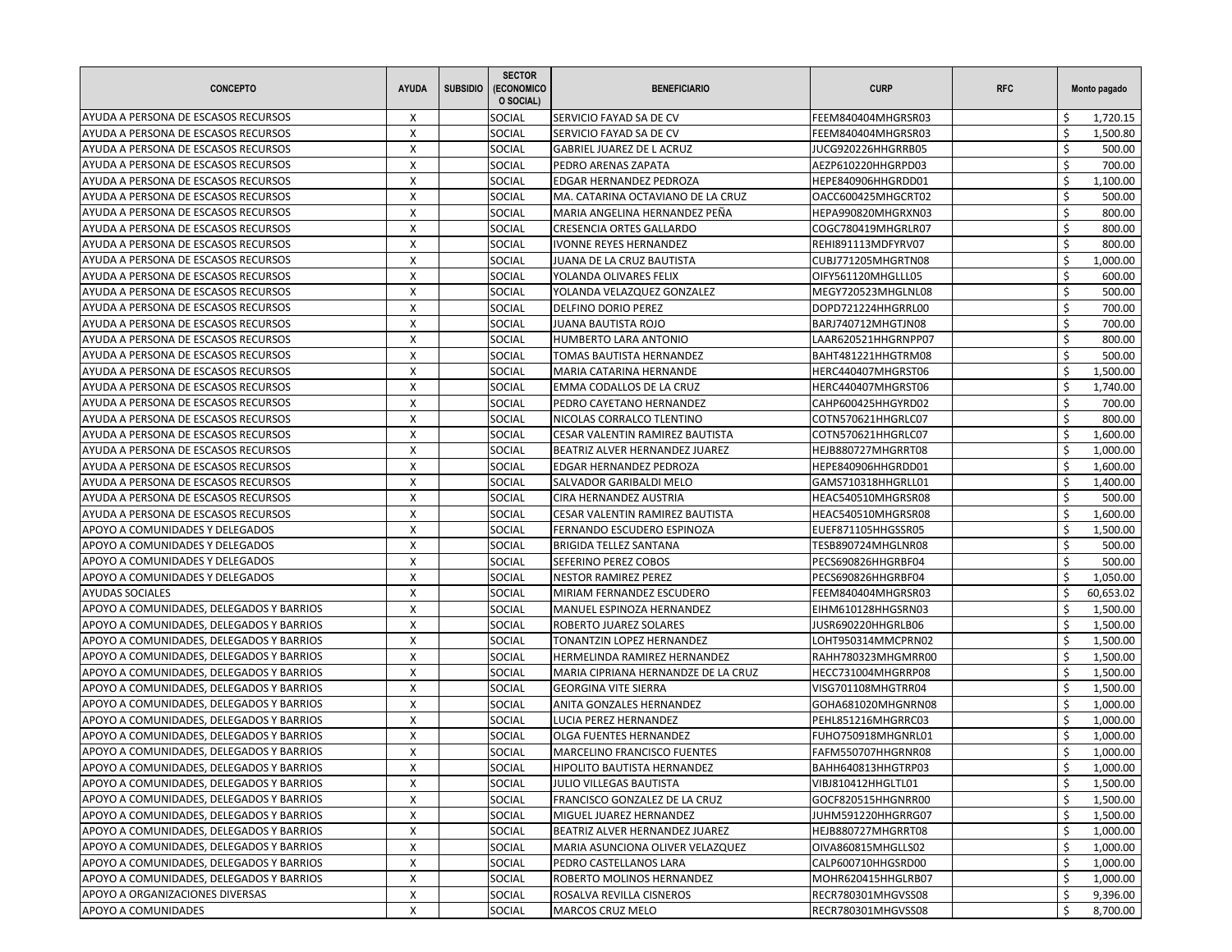| CONCEPTO | AYUDA | SUBSIDIO | SECTOR (ECONOMICO O SOCIAL) | BENEFICIARIO | CURP | RFC | Monto pagado |
|---|---|---|---|---|---|---|---|
| AYUDA A PERSONA DE ESCASOS RECURSOS | X | | SOCIAL | SERVICIO FAYAD SA DE CV | FEEM840404MHGRSR03 | | $ 1,720.15 |
| AYUDA A PERSONA DE ESCASOS RECURSOS | X | | SOCIAL | SERVICIO FAYAD SA DE CV | FEEM840404MHGRSR03 | | $ 1,500.80 |
| AYUDA A PERSONA DE ESCASOS RECURSOS | X | | SOCIAL | GABRIEL JUAREZ DE L ACRUZ | JUCG920226HHGRRB05 | | $ 500.00 |
| AYUDA A PERSONA DE ESCASOS RECURSOS | X | | SOCIAL | PEDRO ARENAS ZAPATA | AEZP610220HHGRPD03 | | $ 700.00 |
| AYUDA A PERSONA DE ESCASOS RECURSOS | X | | SOCIAL | EDGAR HERNANDEZ PEDROZA | HEPE840906HHGRDD01 | | $ 1,100.00 |
| AYUDA A PERSONA DE ESCASOS RECURSOS | X | | SOCIAL | MA. CATARINA OCTAVIANO DE LA CRUZ | OACC600425MHGCRT02 | | $ 500.00 |
| AYUDA A PERSONA DE ESCASOS RECURSOS | X | | SOCIAL | MARIA ANGELINA HERNANDEZ PEÑA | HEPA990820MHGRXN03 | | $ 800.00 |
| AYUDA A PERSONA DE ESCASOS RECURSOS | X | | SOCIAL | CRESENCIA ORTES GALLARDO | COGC780419MHGRLR07 | | $ 800.00 |
| AYUDA A PERSONA DE ESCASOS RECURSOS | X | | SOCIAL | IVONNE REYES HERNANDEZ | REHI891113MDFYRV07 | | $ 800.00 |
| AYUDA A PERSONA DE ESCASOS RECURSOS | X | | SOCIAL | JUANA DE LA CRUZ BAUTISTA | CUBJ771205MHGRTN08 | | $ 1,000.00 |
| AYUDA A PERSONA DE ESCASOS RECURSOS | X | | SOCIAL | YOLANDA OLIVARES FELIX | OIFY561120MHGLLL05 | | $ 600.00 |
| AYUDA A PERSONA DE ESCASOS RECURSOS | X | | SOCIAL | YOLANDA VELAZQUEZ GONZALEZ | MEGY720523MHGLNL08 | | $ 500.00 |
| AYUDA A PERSONA DE ESCASOS RECURSOS | X | | SOCIAL | DELFINO DORIO PEREZ | DOPD721224HHGRRL00 | | $ 700.00 |
| AYUDA A PERSONA DE ESCASOS RECURSOS | X | | SOCIAL | JUANA BAUTISTA ROJO | BARJ740712MHGTJN08 | | $ 700.00 |
| AYUDA A PERSONA DE ESCASOS RECURSOS | X | | SOCIAL | HUMBERTO LARA ANTONIO | LAAR620521HHGRNPP07 | | $ 800.00 |
| AYUDA A PERSONA DE ESCASOS RECURSOS | X | | SOCIAL | TOMAS BAUTISTA HERNANDEZ | BAHT481221HHGTRM08 | | $ 500.00 |
| AYUDA A PERSONA DE ESCASOS RECURSOS | X | | SOCIAL | MARIA CATARINA HERNANDE | HERC440407MHGRST06 | | $ 1,500.00 |
| AYUDA A PERSONA DE ESCASOS RECURSOS | X | | SOCIAL | EMMA CODALLOS DE LA CRUZ | HERC440407MHGRST06 | | $ 1,740.00 |
| AYUDA A PERSONA DE ESCASOS RECURSOS | X | | SOCIAL | PEDRO CAYETANO HERNANDEZ | CAHP600425HHGYRD02 | | $ 700.00 |
| AYUDA A PERSONA DE ESCASOS RECURSOS | X | | SOCIAL | NICOLAS CORRALCO TLENTINO | COTN570621HHGRLC07 | | $ 800.00 |
| AYUDA A PERSONA DE ESCASOS RECURSOS | X | | SOCIAL | CESAR VALENTIN RAMIREZ BAUTISTA | COTN570621HHGRLC07 | | $ 1,600.00 |
| AYUDA A PERSONA DE ESCASOS RECURSOS | X | | SOCIAL | BEATRIZ ALVER HERNANDEZ JUAREZ | HEJB880727MHGRRT08 | | $ 1,000.00 |
| AYUDA A PERSONA DE ESCASOS RECURSOS | X | | SOCIAL | EDGAR HERNANDEZ PEDROZA | HEPE840906HHGRDD01 | | $ 1,600.00 |
| AYUDA A PERSONA DE ESCASOS RECURSOS | X | | SOCIAL | SALVADOR GARIBALDI MELO | GAMS710318HHGRLL01 | | $ 1,400.00 |
| AYUDA A PERSONA DE ESCASOS RECURSOS | X | | SOCIAL | CIRA HERNANDEZ AUSTRIA | HEAC540510MHGRSR08 | | $ 500.00 |
| AYUDA A PERSONA DE ESCASOS RECURSOS | X | | SOCIAL | CESAR VALENTIN RAMIREZ BAUTISTA | HEAC540510MHGRSR08 | | $ 1,600.00 |
| APOYO A COMUNIDADES Y DELEGADOS | X | | SOCIAL | FERNANDO ESCUDERO ESPINOZA | EUEF871105HHGSSR05 | | $ 1,500.00 |
| APOYO A COMUNIDADES Y DELEGADOS | X | | SOCIAL | BRIGIDA TELLEZ SANTANA | TESB890724MHGLNR08 | | $ 500.00 |
| APOYO A COMUNIDADES Y DELEGADOS | X | | SOCIAL | SEFERINO PEREZ COBOS | PECS690826HHGRBF04 | | $ 500.00 |
| APOYO A COMUNIDADES Y DELEGADOS | X | | SOCIAL | NESTOR RAMIREZ PEREZ | PECS690826HHGRBF04 | | $ 1,050.00 |
| AYUDAS SOCIALES | X | | SOCIAL | MIRIAM FERNANDEZ ESCUDERO | FEEM840404MHGRSR03 | | $ 60,653.02 |
| APOYO A COMUNIDADES, DELEGADOS Y BARRIOS | X | | SOCIAL | MANUEL ESPINOZA HERNANDEZ | EIHM610128HHGSRN03 | | $ 1,500.00 |
| APOYO A COMUNIDADES, DELEGADOS Y BARRIOS | X | | SOCIAL | ROBERTO JUAREZ SOLARES | JUSR690220HHGRLB06 | | $ 1,500.00 |
| APOYO A COMUNIDADES, DELEGADOS Y BARRIOS | X | | SOCIAL | TONANTZIN LOPEZ HERNANDEZ | LOHT950314MMCPRN02 | | $ 1,500.00 |
| APOYO A COMUNIDADES, DELEGADOS Y BARRIOS | X | | SOCIAL | HERMELINDA RAMIREZ HERNANDEZ | RAHH780323MHGMRR00 | | $ 1,500.00 |
| APOYO A COMUNIDADES, DELEGADOS Y BARRIOS | X | | SOCIAL | MARIA CIPRIANA HERNANDZE DE LA CRUZ | HECC731004MHGRRP08 | | $ 1,500.00 |
| APOYO A COMUNIDADES, DELEGADOS Y BARRIOS | X | | SOCIAL | GEORGINA VITE SIERRA | VISG701108MHGTRR04 | | $ 1,500.00 |
| APOYO A COMUNIDADES, DELEGADOS Y BARRIOS | X | | SOCIAL | ANITA GONZALES HERNANDEZ | GOHA681020MHGNRN08 | | $ 1,000.00 |
| APOYO A COMUNIDADES, DELEGADOS Y BARRIOS | X | | SOCIAL | LUCIA PEREZ HERNANDEZ | PEHL851216MHGRRC03 | | $ 1,000.00 |
| APOYO A COMUNIDADES, DELEGADOS Y BARRIOS | X | | SOCIAL | OLGA FUENTES HERNANDEZ | FUHO750918MHGNRL01 | | $ 1,000.00 |
| APOYO A COMUNIDADES, DELEGADOS Y BARRIOS | X | | SOCIAL | MARCELINO FRANCISCO FUENTES | FAFM550707HHGRNR08 | | $ 1,000.00 |
| APOYO A COMUNIDADES, DELEGADOS Y BARRIOS | X | | SOCIAL | HIPOLITO BAUTISTA HERNANDEZ | BAHH640813HHGTRP03 | | $ 1,000.00 |
| APOYO A COMUNIDADES, DELEGADOS Y BARRIOS | X | | SOCIAL | JULIO VILLEGAS BAUTISTA | VIBJ810412HHGLTL01 | | $ 1,500.00 |
| APOYO A COMUNIDADES, DELEGADOS Y BARRIOS | X | | SOCIAL | FRANCISCO GONZALEZ DE LA CRUZ | GOCF820515HHGNRR00 | | $ 1,500.00 |
| APOYO A COMUNIDADES, DELEGADOS Y BARRIOS | X | | SOCIAL | MIGUEL JUAREZ HERNANDEZ | JUHM591220HHGRRG07 | | $ 1,500.00 |
| APOYO A COMUNIDADES, DELEGADOS Y BARRIOS | X | | SOCIAL | BEATRIZ ALVER HERNANDEZ JUAREZ | HEJB880727MHGRRT08 | | $ 1,000.00 |
| APOYO A COMUNIDADES, DELEGADOS Y BARRIOS | X | | SOCIAL | MARIA ASUNCIONA OLIVER VELAZQUEZ | OIVA860815MHGLLS02 | | $ 1,000.00 |
| APOYO A COMUNIDADES, DELEGADOS Y BARRIOS | X | | SOCIAL | PEDRO CASTELLANOS LARA | CALP600710HHGSRD00 | | $ 1,000.00 |
| APOYO A COMUNIDADES, DELEGADOS Y BARRIOS | X | | SOCIAL | ROBERTO MOLINOS HERNANDEZ | MOHR620415HHGLRB07 | | $ 1,000.00 |
| APOYO A ORGANIZACIONES DIVERSAS | X | | SOCIAL | ROSALVA REVILLA CISNEROS | RECR780301MHGVSS08 | | $ 9,396.00 |
| APOYO A COMUNIDADES | X | | SOCIAL | MARCOS CRUZ MELO | RECR780301MHGVSS08 | | $ 8,700.00 |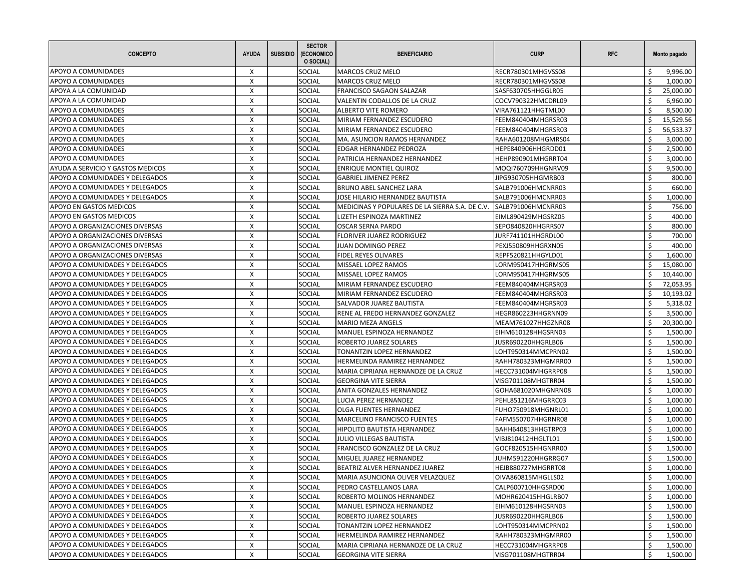| CONCEPTO | AYUDA | SUBSIDIO | SECTOR (ECONOMICO O SOCIAL) | BENEFICIARIO | CURP | RFC | Monto pagado |
|---|---|---|---|---|---|---|---|
| APOYO A COMUNIDADES | X | | SOCIAL | MARCOS CRUZ MELO | RECR780301MHGVSS08 | | $ 9,996.00 |
| APOYO A COMUNIDADES | X | | SOCIAL | MARCOS CRUZ MELO | RECR780301MHGVSS08 | | $ 1,000.00 |
| APOYA A LA COMUNIDAD | X | | SOCIAL | FRANCISCO SAGAON SALAZAR | SASF630705HHGGLR05 | | $ 25,000.00 |
| APOYA A LA COMUNIDAD | X | | SOCIAL | VALENTIN CODALLOS DE LA CRUZ | COCV790322HMCDRL09 | | $ 6,960.00 |
| APOYO A COMUNIDADES | X | | SOCIAL | ALBERTO VITE ROMERO | VIRA761121HHGTML00 | | $ 8,500.00 |
| APOYO A COMUNIDADES | X | | SOCIAL | MIRIAM FERNANDEZ ESCUDERO | FEEM840404MHGRSR03 | | $ 15,529.56 |
| APOYO A COMUNIDADES | X | | SOCIAL | MIRIAM FERNANDEZ ESCUDERO | FEEM840404MHGRSR03 | | $ 56,533.37 |
| APOYO A COMUNIDADES | X | | SOCIAL | MA. ASUNCION RAMOS HERNANDEZ | RAHA601208MHGMRS04 | | $ 3,000.00 |
| APOYO A COMUNIDADES | X | | SOCIAL | EDGAR HERNANDEZ PEDROZA | HEPE840906HHGRDD01 | | $ 2,500.00 |
| APOYO A COMUNIDADES | X | | SOCIAL | PATRICIA HERNANDEZ HERNANDEZ | HEHP890901MHGRRT04 | | $ 3,000.00 |
| AYUDA A SERVICIO Y GASTOS MEDICOS | X | | SOCIAL | ENRIQUE MONTIEL QUIROZ | MOQI760709HHGNRV09 | | $ 9,500.00 |
| APOYO A COMUNIDADES Y DELEGADOS | X | | SOCIAL | GABRIEL JIMENEZ PEREZ | JIPG930705HHGMRB03 | | $ 800.00 |
| APOYO A COMUNIDADES Y DELEGADOS | X | | SOCIAL | BRUNO ABEL SANCHEZ LARA | SALB791006HMCNRR03 | | $ 660.00 |
| APOYO A COMUNIDADES Y DELEGADOS | X | | SOCIAL | JOSE HILARIO HERNANDEZ BAUTISTA | SALB791006HMCNRR03 | | $ 1,000.00 |
| APOYO EN GASTOS MEDICOS | X | | SOCIAL | MEDICINAS Y POPULARES DE LA SIERRA S.A. DE C.V. | SALB791006HMCNRR03 | | $ 756.00 |
| APOYO EN GASTOS MEDICOS | X | | SOCIAL | LIZETH ESPINOZA MARTINEZ | EIML890429MHGSRZ05 | | $ 400.00 |
| APOYO A ORGANIZACIONES DIVERSAS | X | | SOCIAL | OSCAR SERNA PARDO | SEPO840820HHGRRS07 | | $ 800.00 |
| APOYO A ORGANIZACIONES DIVERSAS | X | | SOCIAL | FLORIVER JUAREZ RODRIGUEZ | JURF741101HHGRDL00 | | $ 700.00 |
| APOYO A ORGANIZACIONES DIVERSAS | X | | SOCIAL | JUAN DOMINGO PEREZ | PEXJ550809HHGRXN05 | | $ 400.00 |
| APOYO A ORGANIZACIONES DIVERSAS | X | | SOCIAL | FIDEL REYES OLIVARES | REPF520821HHGYLD01 | | $ 1,600.00 |
| APOYO A COMUNIDADES Y DELEGADOS | X | | SOCIAL | MISSAEL LOPEZ RAMOS | LORM950417HHGRMS05 | | $ 15,080.00 |
| APOYO A COMUNIDADES Y DELEGADOS | X | | SOCIAL | MISSAEL LOPEZ RAMOS | LORM950417HHGRMS05 | | $ 10,440.00 |
| APOYO A COMUNIDADES Y DELEGADOS | X | | SOCIAL | MIRIAM FERNANDEZ ESCUDERO | FEEM840404MHGRSR03 | | $ 72,053.95 |
| APOYO A COMUNIDADES Y DELEGADOS | X | | SOCIAL | MIRIAM FERNANDEZ ESCUDERO | FEEM840404MHGRSR03 | | $ 10,193.02 |
| APOYO A COMUNIDADES Y DELEGADOS | X | | SOCIAL | SALVADOR JUAREZ BAUTISTA | FEEM840404MHGRSR03 | | $ 5,318.02 |
| APOYO A COMUNIDADES Y DELEGADOS | X | | SOCIAL | RENE AL FREDO HERNANDEZ GONZALEZ | HEGR860223HHGRNN09 | | $ 3,500.00 |
| APOYO A COMUNIDADES Y DELEGADOS | X | | SOCIAL | MARIO MEZA ANGELS | MEAM761027HHGZNR08 | | $ 20,300.00 |
| APOYO A COMUNIDADES Y DELEGADOS | X | | SOCIAL | MANUEL ESPINOZA HERNANDEZ | EIHM610128HHGSRN03 | | $ 1,500.00 |
| APOYO A COMUNIDADES Y DELEGADOS | X | | SOCIAL | ROBERTO JUAREZ SOLARES | JUSR690220HHGRLB06 | | $ 1,500.00 |
| APOYO A COMUNIDADES Y DELEGADOS | X | | SOCIAL | TONANTZIN LOPEZ HERNANDEZ | LOHT950314MMCPRN02 | | $ 1,500.00 |
| APOYO A COMUNIDADES Y DELEGADOS | X | | SOCIAL | HERMELINDA RAMIREZ HERNANDEZ | RAHH780323MHGMRR00 | | $ 1,500.00 |
| APOYO A COMUNIDADES Y DELEGADOS | X | | SOCIAL | MARIA CIPRIANA HERNANDZE DE LA CRUZ | HECC731004MHGRRP08 | | $ 1,500.00 |
| APOYO A COMUNIDADES Y DELEGADOS | X | | SOCIAL | GEORGINA VITE SIERRA | VISG701108MHGTRR04 | | $ 1,500.00 |
| APOYO A COMUNIDADES Y DELEGADOS | X | | SOCIAL | ANITA GONZALES HERNANDEZ | GOHA681020MHGNRN08 | | $ 1,000.00 |
| APOYO A COMUNIDADES Y DELEGADOS | X | | SOCIAL | LUCIA PEREZ HERNANDEZ | PEHL851216MHGRRC03 | | $ 1,000.00 |
| APOYO A COMUNIDADES Y DELEGADOS | X | | SOCIAL | OLGA FUENTES HERNANDEZ | FUHO750918MHGNRL01 | | $ 1,000.00 |
| APOYO A COMUNIDADES Y DELEGADOS | X | | SOCIAL | MARCELINO FRANCISCO FUENTES | FAFM550707HHGRNR08 | | $ 1,000.00 |
| APOYO A COMUNIDADES Y DELEGADOS | X | | SOCIAL | HIPOLITO BAUTISTA HERNANDEZ | BAHH640813HHGTRP03 | | $ 1,000.00 |
| APOYO A COMUNIDADES Y DELEGADOS | X | | SOCIAL | JULIO VILLEGAS BAUTISTA | VIBJ810412HHGLTL01 | | $ 1,500.00 |
| APOYO A COMUNIDADES Y DELEGADOS | X | | SOCIAL | FRANCISCO GONZALEZ DE LA CRUZ | GOCF820515HHGNRR00 | | $ 1,500.00 |
| APOYO A COMUNIDADES Y DELEGADOS | X | | SOCIAL | MIGUEL JUAREZ HERNANDEZ | JUHM591220HHGRRG07 | | $ 1,500.00 |
| APOYO A COMUNIDADES Y DELEGADOS | X | | SOCIAL | BEATRIZ ALVER HERNANDEZ JUAREZ | HEJB880727MHGRRT08 | | $ 1,000.00 |
| APOYO A COMUNIDADES Y DELEGADOS | X | | SOCIAL | MARIA ASUNCIONA OLIVER VELAZQUEZ | OIVA860815MHGLLS02 | | $ 1,000.00 |
| APOYO A COMUNIDADES Y DELEGADOS | X | | SOCIAL | PEDRO CASTELLANOS LARA | CALP600710HHGSRD00 | | $ 1,000.00 |
| APOYO A COMUNIDADES Y DELEGADOS | X | | SOCIAL | ROBERTO MOLINOS HERNANDEZ | MOHR620415HHGLRB07 | | $ 1,000.00 |
| APOYO A COMUNIDADES Y DELEGADOS | X | | SOCIAL | MANUEL ESPINOZA HERNANDEZ | EIHM610128HHGSRN03 | | $ 1,500.00 |
| APOYO A COMUNIDADES Y DELEGADOS | X | | SOCIAL | ROBERTO JUAREZ SOLARES | JUSR690220HHGRLB06 | | $ 1,500.00 |
| APOYO A COMUNIDADES Y DELEGADOS | X | | SOCIAL | TONANTZIN LOPEZ HERNANDEZ | LOHT950314MMCPRN02 | | $ 1,500.00 |
| APOYO A COMUNIDADES Y DELEGADOS | X | | SOCIAL | HERMELINDA RAMIREZ HERNANDEZ | RAHH780323MHGMRR00 | | $ 1,500.00 |
| APOYO A COMUNIDADES Y DELEGADOS | X | | SOCIAL | MARIA CIPRIANA HERNANDZE DE LA CRUZ | HECC731004MHGRRP08 | | $ 1,500.00 |
| APOYO A COMUNIDADES Y DELEGADOS | X | | SOCIAL | GEORGINA VITE SIERRA | VISG701108MHGTRR04 | | $ 1,500.00 |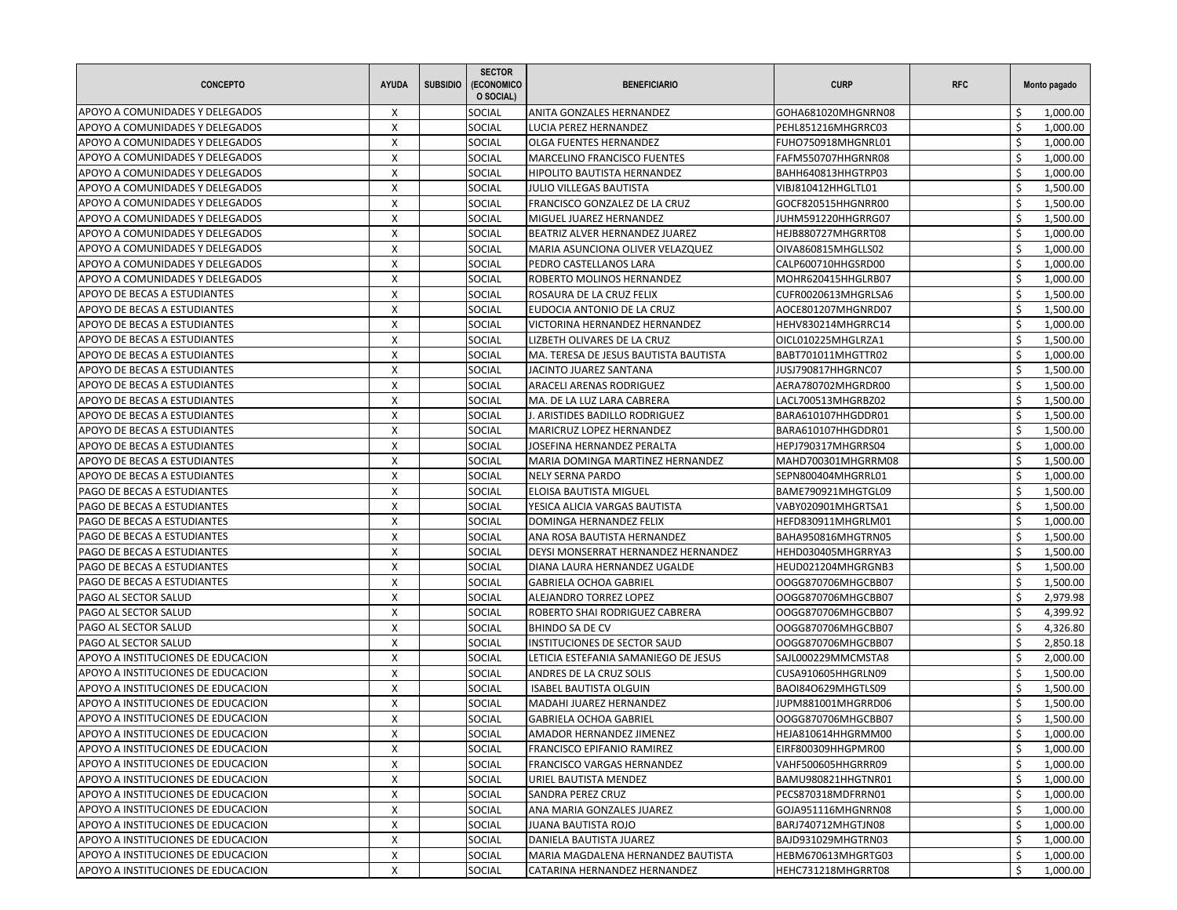| CONCEPTO | AYUDA | SUBSIDIO | SECTOR (ECONOMICO O SOCIAL) | BENEFICIARIO | CURP | RFC | Monto pagado |
|---|---|---|---|---|---|---|---|
| APOYO A COMUNIDADES Y DELEGADOS | X | | SOCIAL | ANITA GONZALES HERNANDEZ | GOHA681020MHGNRN08 | | $ 1,000.00 |
| APOYO A COMUNIDADES Y DELEGADOS | X | | SOCIAL | LUCIA PEREZ HERNANDEZ | PEHL851216MHGRRC03 | | $ 1,000.00 |
| APOYO A COMUNIDADES Y DELEGADOS | X | | SOCIAL | OLGA FUENTES HERNANDEZ | FUHO750918MHGNRL01 | | $ 1,000.00 |
| APOYO A COMUNIDADES Y DELEGADOS | X | | SOCIAL | MARCELINO FRANCISCO FUENTES | FAFM550707HHGRNR08 | | $ 1,000.00 |
| APOYO A COMUNIDADES Y DELEGADOS | X | | SOCIAL | HIPOLITO BAUTISTA HERNANDEZ | BAHH640813HHGTRP03 | | $ 1,000.00 |
| APOYO A COMUNIDADES Y DELEGADOS | X | | SOCIAL | JULIO VILLEGAS BAUTISTA | VIBJ810412HHGLTL01 | | $ 1,500.00 |
| APOYO A COMUNIDADES Y DELEGADOS | X | | SOCIAL | FRANCISCO GONZALEZ DE LA CRUZ | GOCF820515HHGNRR00 | | $ 1,500.00 |
| APOYO A COMUNIDADES Y DELEGADOS | X | | SOCIAL | MIGUEL JUAREZ HERNANDEZ | JUHM591220HHGRRG07 | | $ 1,500.00 |
| APOYO A COMUNIDADES Y DELEGADOS | X | | SOCIAL | BEATRIZ ALVER HERNANDEZ JUAREZ | HEJB880727MHGRRT08 | | $ 1,000.00 |
| APOYO A COMUNIDADES Y DELEGADOS | X | | SOCIAL | MARIA ASUNCIONA OLIVER VELAZQUEZ | OIVA860815MHGLLS02 | | $ 1,000.00 |
| APOYO A COMUNIDADES Y DELEGADOS | X | | SOCIAL | PEDRO CASTELLANOS LARA | CALP600710HHGSRD00 | | $ 1,000.00 |
| APOYO A COMUNIDADES Y DELEGADOS | X | | SOCIAL | ROBERTO MOLINOS HERNANDEZ | MOHR620415HHGLRB07 | | $ 1,000.00 |
| APOYO DE BECAS A ESTUDIANTES | X | | SOCIAL | ROSAURA DE LA CRUZ FELIX | CUFR0020613MHGRLSA6 | | $ 1,500.00 |
| APOYO DE BECAS A ESTUDIANTES | X | | SOCIAL | EUDOCIA ANTONIO DE LA CRUZ | AOCE801207MHGNRD07 | | $ 1,500.00 |
| APOYO DE BECAS A ESTUDIANTES | X | | SOCIAL | VICTORINA HERNANDEZ HERNANDEZ | HEHV830214MHGRRC14 | | $ 1,000.00 |
| APOYO DE BECAS A ESTUDIANTES | X | | SOCIAL | LIZBETH OLIVARES DE LA CRUZ | OICL010225MHGLRZA1 | | $ 1,500.00 |
| APOYO DE BECAS A ESTUDIANTES | X | | SOCIAL | MA. TERESA DE JESUS BAUTISTA BAUTISTA | BABT701011MHGTTR02 | | $ 1,000.00 |
| APOYO DE BECAS A ESTUDIANTES | X | | SOCIAL | JACINTO JUAREZ SANTANA | JUSJ790817HHGRNC07 | | $ 1,500.00 |
| APOYO DE BECAS A ESTUDIANTES | X | | SOCIAL | ARACELI ARENAS RODRIGUEZ | AERA780702MHGRDR00 | | $ 1,500.00 |
| APOYO DE BECAS A ESTUDIANTES | X | | SOCIAL | MA. DE LA LUZ LARA CABRERA | LACL700513MHGRBZ02 | | $ 1,500.00 |
| APOYO DE BECAS A ESTUDIANTES | X | | SOCIAL | J. ARISTIDES BADILLO RODRIGUEZ | BARA610107HHGDDR01 | | $ 1,500.00 |
| APOYO DE BECAS A ESTUDIANTES | X | | SOCIAL | MARICRUZ LOPEZ HERNANDEZ | BARA610107HHGDDR01 | | $ 1,500.00 |
| APOYO DE BECAS A ESTUDIANTES | X | | SOCIAL | JOSEFINA HERNANDEZ PERALTA | HEPJ790317MHGRRS04 | | $ 1,000.00 |
| APOYO DE BECAS A ESTUDIANTES | X | | SOCIAL | MARIA DOMINGA MARTINEZ HERNANDEZ | MAHD700301MHGRRM08 | | $ 1,500.00 |
| APOYO DE BECAS A ESTUDIANTES | X | | SOCIAL | NELY SERNA PARDO | SEPN800404MHGRRL01 | | $ 1,000.00 |
| PAGO DE BECAS A ESTUDIANTES | X | | SOCIAL | ELOISA BAUTISTA MIGUEL | BAME790921MHGTGL09 | | $ 1,500.00 |
| PAGO DE BECAS A ESTUDIANTES | X | | SOCIAL | YESICA ALICIA VARGAS BAUTISTA | VABY020901MHGRTSA1 | | $ 1,500.00 |
| PAGO DE BECAS A ESTUDIANTES | X | | SOCIAL | DOMINGA HERNANDEZ FELIX | HEFD830911MHGRLM01 | | $ 1,000.00 |
| PAGO DE BECAS A ESTUDIANTES | X | | SOCIAL | ANA ROSA BAUTISTA HERNANDEZ | BAHA950816MHGTRN05 | | $ 1,500.00 |
| PAGO DE BECAS A ESTUDIANTES | X | | SOCIAL | DEYSI MONSERRAT HERNANDEZ HERNANDEZ | HEHD030405MHGRRYA3 | | $ 1,500.00 |
| PAGO DE BECAS A ESTUDIANTES | X | | SOCIAL | DIANA LAURA HERNANDEZ UGALDE | HEUD021204MHGRGNB3 | | $ 1,500.00 |
| PAGO DE BECAS A ESTUDIANTES | X | | SOCIAL | GABRIELA OCHOA GABRIEL | OOGG870706MHGCBB07 | | $ 1,500.00 |
| PAGO AL SECTOR SALUD | X | | SOCIAL | ALEJANDRO TORREZ LOPEZ | OOGG870706MHGCBB07 | | $ 2,979.98 |
| PAGO AL SECTOR SALUD | X | | SOCIAL | ROBERTO SHAI RODRIGUEZ CABRERA | OOGG870706MHGCBB07 | | $ 4,399.92 |
| PAGO AL SECTOR SALUD | X | | SOCIAL | BHINDO SA DE CV | OOGG870706MHGCBB07 | | $ 4,326.80 |
| PAGO AL SECTOR SALUD | X | | SOCIAL | INSTITUCIONES DE SECTOR SAUD | OOGG870706MHGCBB07 | | $ 2,850.18 |
| APOYO A INSTITUCIONES DE EDUCACION | X | | SOCIAL | LETICIA ESTEFANIA SAMANIEGO DE JESUS | SAJL000229MMCMSTA8 | | $ 2,000.00 |
| APOYO A INSTITUCIONES DE EDUCACION | X | | SOCIAL | ANDRES DE LA CRUZ SOLIS | CUSA910605HHGRLN09 | | $ 1,500.00 |
| APOYO A INSTITUCIONES DE EDUCACION | X | | SOCIAL | ISABEL BAUTISTA OLGUIN | BAOI84O629MHGTLS09 | | $ 1,500.00 |
| APOYO A INSTITUCIONES DE EDUCACION | X | | SOCIAL | MADAHI JUAREZ HERNANDEZ | JUPM881001MHGRRD06 | | $ 1,500.00 |
| APOYO A INSTITUCIONES DE EDUCACION | X | | SOCIAL | GABRIELA OCHOA GABRIEL | OOGG870706MHGCBB07 | | $ 1,500.00 |
| APOYO A INSTITUCIONES DE EDUCACION | X | | SOCIAL | AMADOR HERNANDEZ JIMENEZ | HEJA810614HHGRMM00 | | $ 1,000.00 |
| APOYO A INSTITUCIONES DE EDUCACION | X | | SOCIAL | FRANCISCO EPIFANIO RAMIREZ | EIRF800309HHGPMR00 | | $ 1,000.00 |
| APOYO A INSTITUCIONES DE EDUCACION | X | | SOCIAL | FRANCISCO VARGAS HERNANDEZ | VAHF500605HHGRRR09 | | $ 1,000.00 |
| APOYO A INSTITUCIONES DE EDUCACION | X | | SOCIAL | URIEL BAUTISTA MENDEZ | BAMU980821HHGTNR01 | | $ 1,000.00 |
| APOYO A INSTITUCIONES DE EDUCACION | X | | SOCIAL | SANDRA PEREZ CRUZ | PECS870318MDFRRN01 | | $ 1,000.00 |
| APOYO A INSTITUCIONES DE EDUCACION | X | | SOCIAL | ANA MARIA GONZALES JUAREZ | GOJA951116MHGNRN08 | | $ 1,000.00 |
| APOYO A INSTITUCIONES DE EDUCACION | X | | SOCIAL | JUANA BAUTISTA ROJO | BARJ740712MHGTJN08 | | $ 1,000.00 |
| APOYO A INSTITUCIONES DE EDUCACION | X | | SOCIAL | DANIELA BAUTISTA JUAREZ | BAJD931029MHGTRN03 | | $ 1,000.00 |
| APOYO A INSTITUCIONES DE EDUCACION | X | | SOCIAL | MARIA MAGDALENA HERNANDEZ BAUTISTA | HEBM670613MHGRTG03 | | $ 1,000.00 |
| APOYO A INSTITUCIONES DE EDUCACION | X | | SOCIAL | CATARINA HERNANDEZ HERNANDEZ | HEHC731218MHGRRT08 | | $ 1,000.00 |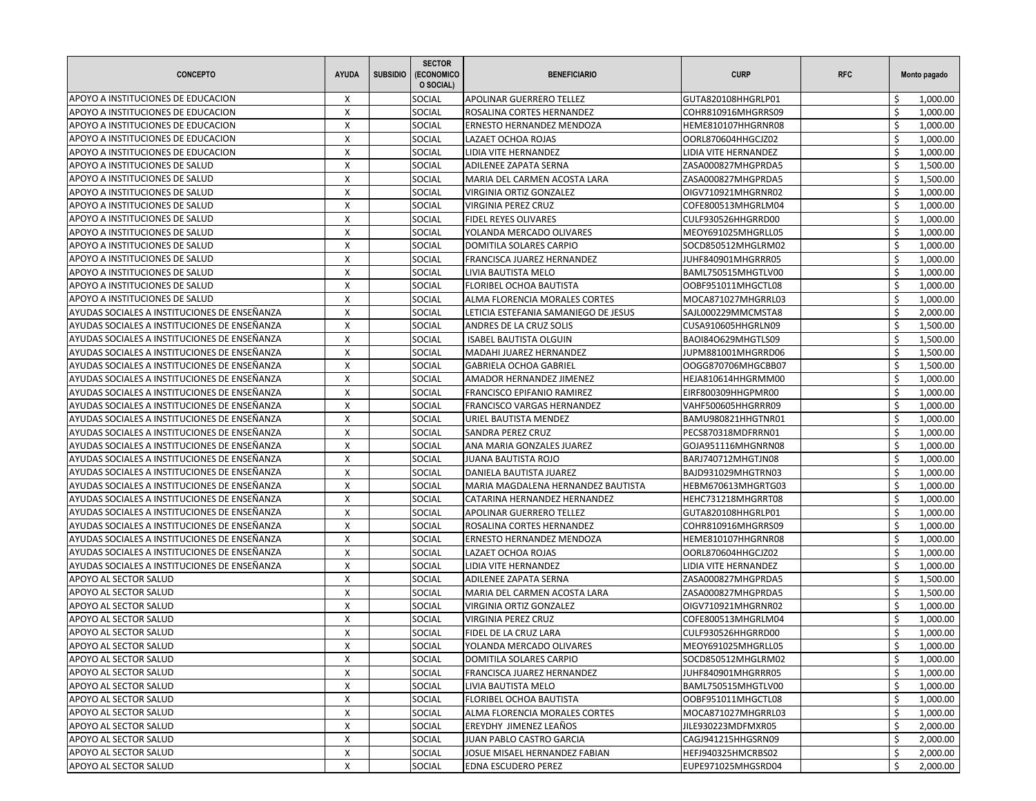| CONCEPTO | AYUDA | SUBSIDIO | SECTOR (ECONOMICO O SOCIAL) | BENEFICIARIO | CURP | RFC | Monto pagado |
|---|---|---|---|---|---|---|---|
| APOYO A INSTITUCIONES DE EDUCACION | X | | SOCIAL | APOLINAR GUERRERO TELLEZ | GUTA820108HHGRLP01 | | $ 1,000.00 |
| APOYO A INSTITUCIONES DE EDUCACION | X | | SOCIAL | ROSALINA CORTES HERNANDEZ | COHR810916MHGRRS09 | | $ 1,000.00 |
| APOYO A INSTITUCIONES DE EDUCACION | X | | SOCIAL | ERNESTO HERNANDEZ MENDOZA | HEME810107HHGRNR08 | | $ 1,000.00 |
| APOYO A INSTITUCIONES DE EDUCACION | X | | SOCIAL | LAZAET OCHOA ROJAS | OORL870604HHGCJZ02 | | $ 1,000.00 |
| APOYO A INSTITUCIONES DE EDUCACION | X | | SOCIAL | LIDIA VITE HERNANDEZ | LIDIA VITE HERNANDEZ | | $ 1,000.00 |
| APOYO A INSTITUCIONES DE SALUD | X | | SOCIAL | ADILENEE ZAPATA SERNA | ZASA000827MHGPRDA5 | | $ 1,500.00 |
| APOYO A INSTITUCIONES DE SALUD | X | | SOCIAL | MARIA DEL CARMEN ACOSTA LARA | ZASA000827MHGPRDA5 | | $ 1,500.00 |
| APOYO A INSTITUCIONES DE SALUD | X | | SOCIAL | VIRGINIA ORTIZ GONZALEZ | OIGV710921MHGRNR02 | | $ 1,000.00 |
| APOYO A INSTITUCIONES DE SALUD | X | | SOCIAL | VIRGINIA PEREZ CRUZ | COFE800513MHGRLM04 | | $ 1,000.00 |
| APOYO A INSTITUCIONES DE SALUD | X | | SOCIAL | FIDEL REYES OLIVARES | CULF930526HHGRRD00 | | $ 1,000.00 |
| APOYO A INSTITUCIONES DE SALUD | X | | SOCIAL | YOLANDA MERCADO OLIVARES | MEOY691025MHGRLL05 | | $ 1,000.00 |
| APOYO A INSTITUCIONES DE SALUD | X | | SOCIAL | DOMITILA SOLARES CARPIO | SOCD850512MHGLRM02 | | $ 1,000.00 |
| APOYO A INSTITUCIONES DE SALUD | X | | SOCIAL | FRANCISCA JUAREZ HERNANDEZ | JUHF840901MHGRRR05 | | $ 1,000.00 |
| APOYO A INSTITUCIONES DE SALUD | X | | SOCIAL | LIVIA BAUTISTA MELO | BAML750515MHGTLV00 | | $ 1,000.00 |
| APOYO A INSTITUCIONES DE SALUD | X | | SOCIAL | FLORIBEL OCHOA BAUTISTA | OOBF951011MHGCTL08 | | $ 1,000.00 |
| APOYO A INSTITUCIONES DE SALUD | X | | SOCIAL | ALMA FLORENCIA MORALES CORTES | MOCA871027MHGRRL03 | | $ 1,000.00 |
| AYUDAS SOCIALES A INSTITUCIONES DE ENSEÑANZA | X | | SOCIAL | LETICIA ESTEFANIA SAMANIEGO DE JESUS | SAJL000229MMCMSTA8 | | $ 2,000.00 |
| AYUDAS SOCIALES A INSTITUCIONES DE ENSEÑANZA | X | | SOCIAL | ANDRES DE LA CRUZ SOLIS | CUSA910605HHGRLN09 | | $ 1,500.00 |
| AYUDAS SOCIALES A INSTITUCIONES DE ENSEÑANZA | X | | SOCIAL | ISABEL BAUTISTA OLGUIN | BAOI84O629MHGTLS09 | | $ 1,500.00 |
| AYUDAS SOCIALES A INSTITUCIONES DE ENSEÑANZA | X | | SOCIAL | MADAHI JUAREZ HERNANDEZ | JUPM881001MHGRRD06 | | $ 1,500.00 |
| AYUDAS SOCIALES A INSTITUCIONES DE ENSEÑANZA | X | | SOCIAL | GABRIELA OCHOA GABRIEL | OOGG870706MHGCBB07 | | $ 1,500.00 |
| AYUDAS SOCIALES A INSTITUCIONES DE ENSEÑANZA | X | | SOCIAL | AMADOR HERNANDEZ JIMENEZ | HEJA810614HHGRMM00 | | $ 1,000.00 |
| AYUDAS SOCIALES A INSTITUCIONES DE ENSEÑANZA | X | | SOCIAL | FRANCISCO EPIFANIO RAMIREZ | EIRF800309HHGPMR00 | | $ 1,000.00 |
| AYUDAS SOCIALES A INSTITUCIONES DE ENSEÑANZA | X | | SOCIAL | FRANCISCO VARGAS HERNANDEZ | VAHF500605HHGRRR09 | | $ 1,000.00 |
| AYUDAS SOCIALES A INSTITUCIONES DE ENSEÑANZA | X | | SOCIAL | URIEL BAUTISTA MENDEZ | BAMU980821HHGTNR01 | | $ 1,000.00 |
| AYUDAS SOCIALES A INSTITUCIONES DE ENSEÑANZA | X | | SOCIAL | SANDRA PEREZ CRUZ | PECS870318MDFRRN01 | | $ 1,000.00 |
| AYUDAS SOCIALES A INSTITUCIONES DE ENSEÑANZA | X | | SOCIAL | ANA MARIA GONZALES JUAREZ | GOJA951116MHGNRN08 | | $ 1,000.00 |
| AYUDAS SOCIALES A INSTITUCIONES DE ENSEÑANZA | X | | SOCIAL | JUANA BAUTISTA ROJO | BARJ740712MHGTJN08 | | $ 1,000.00 |
| AYUDAS SOCIALES A INSTITUCIONES DE ENSEÑANZA | X | | SOCIAL | DANIELA BAUTISTA JUAREZ | BAJD931029MHGTRN03 | | $ 1,000.00 |
| AYUDAS SOCIALES A INSTITUCIONES DE ENSEÑANZA | X | | SOCIAL | MARIA MAGDALENA HERNANDEZ BAUTISTA | HEBM670613MHGRTG03 | | $ 1,000.00 |
| AYUDAS SOCIALES A INSTITUCIONES DE ENSEÑANZA | X | | SOCIAL | CATARINA HERNANDEZ HERNANDEZ | HEHC731218MHGRRT08 | | $ 1,000.00 |
| AYUDAS SOCIALES A INSTITUCIONES DE ENSEÑANZA | X | | SOCIAL | APOLINAR GUERRERO TELLEZ | GUTA820108HHGRLP01 | | $ 1,000.00 |
| AYUDAS SOCIALES A INSTITUCIONES DE ENSEÑANZA | X | | SOCIAL | ROSALINA CORTES HERNANDEZ | COHR810916MHGRRS09 | | $ 1,000.00 |
| AYUDAS SOCIALES A INSTITUCIONES DE ENSEÑANZA | X | | SOCIAL | ERNESTO HERNANDEZ MENDOZA | HEME810107HHGRNR08 | | $ 1,000.00 |
| AYUDAS SOCIALES A INSTITUCIONES DE ENSEÑANZA | X | | SOCIAL | LAZAET OCHOA ROJAS | OORL870604HHGCJZ02 | | $ 1,000.00 |
| AYUDAS SOCIALES A INSTITUCIONES DE ENSEÑANZA | X | | SOCIAL | LIDIA VITE HERNANDEZ | LIDIA VITE HERNANDEZ | | $ 1,000.00 |
| APOYO AL SECTOR SALUD | X | | SOCIAL | ADILENEE ZAPATA SERNA | ZASA000827MHGPRDA5 | | $ 1,500.00 |
| APOYO AL SECTOR SALUD | X | | SOCIAL | MARIA DEL CARMEN ACOSTA LARA | ZASA000827MHGPRDA5 | | $ 1,500.00 |
| APOYO AL SECTOR SALUD | X | | SOCIAL | VIRGINIA ORTIZ GONZALEZ | OIGV710921MHGRNR02 | | $ 1,000.00 |
| APOYO AL SECTOR SALUD | X | | SOCIAL | VIRGINIA PEREZ CRUZ | COFE800513MHGRLM04 | | $ 1,000.00 |
| APOYO AL SECTOR SALUD | X | | SOCIAL | FIDEL DE LA CRUZ LARA | CULF930526HHGRRD00 | | $ 1,000.00 |
| APOYO AL SECTOR SALUD | X | | SOCIAL | YOLANDA MERCADO OLIVARES | MEOY691025MHGRLL05 | | $ 1,000.00 |
| APOYO AL SECTOR SALUD | X | | SOCIAL | DOMITILA SOLARES CARPIO | SOCD850512MHGLRM02 | | $ 1,000.00 |
| APOYO AL SECTOR SALUD | X | | SOCIAL | FRANCISCA JUAREZ HERNANDEZ | JUHF840901MHGRRR05 | | $ 1,000.00 |
| APOYO AL SECTOR SALUD | X | | SOCIAL | LIVIA BAUTISTA MELO | BAML750515MHGTLV00 | | $ 1,000.00 |
| APOYO AL SECTOR SALUD | X | | SOCIAL | FLORIBEL OCHOA BAUTISTA | OOBF951011MHGCTL08 | | $ 1,000.00 |
| APOYO AL SECTOR SALUD | X | | SOCIAL | ALMA FLORENCIA MORALES CORTES | MOCA871027MHGRRL03 | | $ 1,000.00 |
| APOYO AL SECTOR SALUD | X | | SOCIAL | EREYDHY JIMENEZ LEAÑOS | JILE930223MDFMXR05 | | $ 2,000.00 |
| APOYO AL SECTOR SALUD | X | | SOCIAL | JUAN PABLO CASTRO GARCIA | CAGJ941215HHGSRN09 | | $ 2,000.00 |
| APOYO AL SECTOR SALUD | X | | SOCIAL | JOSUE MISAEL HERNANDEZ FABIAN | HEFJ940325HMCRBS02 | | $ 2,000.00 |
| APOYO AL SECTOR SALUD | X | | SOCIAL | EDNA ESCUDERO PEREZ | EUPE971025MHGSRD04 | | $ 2,000.00 |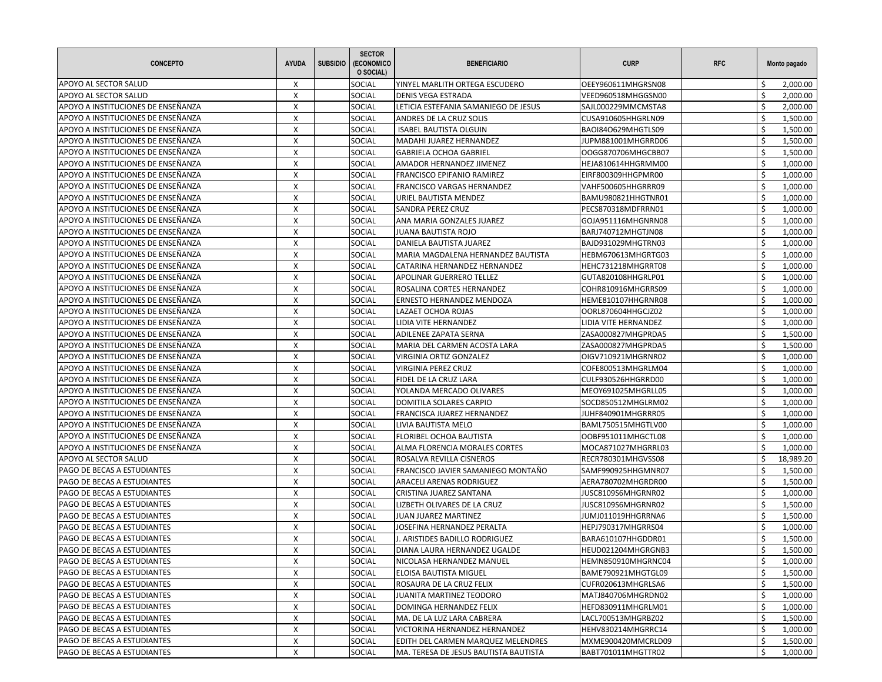| CONCEPTO | AYUDA | SUBSIDIO | SECTOR (ECONOMICO O SOCIAL) | BENEFICIARIO | CURP | RFC | Monto pagado |
|---|---|---|---|---|---|---|---|
| APOYO AL SECTOR SALUD | X | | SOCIAL | YINYEL MARLITH ORTEGA ESCUDERO | OEEY960611MHGRSN08 | | $ 2,000.00 |
| APOYO AL SECTOR SALUD | X | | SOCIAL | DENIS VEGA ESTRADA | VEED960518MHGGSN00 | | $ 2,000.00 |
| APOYO A INSTITUCIONES DE ENSEÑANZA | X | | SOCIAL | LETICIA ESTEFANIA SAMANIEGO DE JESUS | SAJL000229MMCMSTA8 | | $ 2,000.00 |
| APOYO A INSTITUCIONES DE ENSEÑANZA | X | | SOCIAL | ANDRES DE LA CRUZ SOLIS | CUSA910605HHGRLN09 | | $ 1,500.00 |
| APOYO A INSTITUCIONES DE ENSEÑANZA | X | | SOCIAL | ISABEL BAUTISTA OLGUIN | BAOI84O629MHGTLS09 | | $ 1,500.00 |
| APOYO A INSTITUCIONES DE ENSEÑANZA | X | | SOCIAL | MADAHI JUAREZ HERNANDEZ | JUPM881001MHGRRD06 | | $ 1,500.00 |
| APOYO A INSTITUCIONES DE ENSEÑANZA | X | | SOCIAL | GABRIELA OCHOA GABRIEL | OOGG870706MHGCBB07 | | $ 1,500.00 |
| APOYO A INSTITUCIONES DE ENSEÑANZA | X | | SOCIAL | AMADOR HERNANDEZ JIMENEZ | HEJA810614HHGRMM00 | | $ 1,000.00 |
| APOYO A INSTITUCIONES DE ENSEÑANZA | X | | SOCIAL | FRANCISCO EPIFANIO RAMIREZ | EIRF800309HHGPMR00 | | $ 1,000.00 |
| APOYO A INSTITUCIONES DE ENSEÑANZA | X | | SOCIAL | FRANCISCO VARGAS HERNANDEZ | VAHF500605HHGRRR09 | | $ 1,000.00 |
| APOYO A INSTITUCIONES DE ENSEÑANZA | X | | SOCIAL | URIEL BAUTISTA MENDEZ | BAMU980821HHGTNR01 | | $ 1,000.00 |
| APOYO A INSTITUCIONES DE ENSEÑANZA | X | | SOCIAL | SANDRA PEREZ CRUZ | PECS870318MDFRRN01 | | $ 1,000.00 |
| APOYO A INSTITUCIONES DE ENSEÑANZA | X | | SOCIAL | ANA MARIA GONZALES JUAREZ | GOJA951116MHGNRN08 | | $ 1,000.00 |
| APOYO A INSTITUCIONES DE ENSEÑANZA | X | | SOCIAL | JUANA BAUTISTA ROJO | BARJ740712MHGTJN08 | | $ 1,000.00 |
| APOYO A INSTITUCIONES DE ENSEÑANZA | X | | SOCIAL | DANIELA BAUTISTA JUAREZ | BAJD931029MHGTRN03 | | $ 1,000.00 |
| APOYO A INSTITUCIONES DE ENSEÑANZA | X | | SOCIAL | MARIA MAGDALENA HERNANDEZ BAUTISTA | HEBM670613MHGRTG03 | | $ 1,000.00 |
| APOYO A INSTITUCIONES DE ENSEÑANZA | X | | SOCIAL | CATARINA HERNANDEZ HERNANDEZ | HEHC731218MHGRRT08 | | $ 1,000.00 |
| APOYO A INSTITUCIONES DE ENSEÑANZA | X | | SOCIAL | APOLINAR GUERRERO TELLEZ | GUTA820108HHGRLP01 | | $ 1,000.00 |
| APOYO A INSTITUCIONES DE ENSEÑANZA | X | | SOCIAL | ROSALINA CORTES HERNANDEZ | COHR810916MHGRRS09 | | $ 1,000.00 |
| APOYO A INSTITUCIONES DE ENSEÑANZA | X | | SOCIAL | ERNESTO HERNANDEZ MENDOZA | HEME810107HHGRNR08 | | $ 1,000.00 |
| APOYO A INSTITUCIONES DE ENSEÑANZA | X | | SOCIAL | LAZAET OCHOA ROJAS | OORL870604HHGCJZ02 | | $ 1,000.00 |
| APOYO A INSTITUCIONES DE ENSEÑANZA | X | | SOCIAL | LIDIA VITE HERNANDEZ | LIDIA VITE HERNANDEZ | | $ 1,000.00 |
| APOYO A INSTITUCIONES DE ENSEÑANZA | X | | SOCIAL | ADILENEE ZAPATA SERNA | ZASA000827MHGPRDA5 | | $ 1,500.00 |
| APOYO A INSTITUCIONES DE ENSEÑANZA | X | | SOCIAL | MARIA DEL CARMEN ACOSTA LARA | ZASA000827MHGPRDA5 | | $ 1,500.00 |
| APOYO A INSTITUCIONES DE ENSEÑANZA | X | | SOCIAL | VIRGINIA ORTIZ GONZALEZ | OIGV710921MHGRNR02 | | $ 1,000.00 |
| APOYO A INSTITUCIONES DE ENSEÑANZA | X | | SOCIAL | VIRGINIA PEREZ CRUZ | COFE800513MHGRLM04 | | $ 1,000.00 |
| APOYO A INSTITUCIONES DE ENSEÑANZA | X | | SOCIAL | FIDEL DE LA CRUZ LARA | CULF930526HHGRRD00 | | $ 1,000.00 |
| APOYO A INSTITUCIONES DE ENSEÑANZA | X | | SOCIAL | YOLANDA MERCADO OLIVARES | MEOY691025MHGRLL05 | | $ 1,000.00 |
| APOYO A INSTITUCIONES DE ENSEÑANZA | X | | SOCIAL | DOMITILA SOLARES CARPIO | SOCD850512MHGLRM02 | | $ 1,000.00 |
| APOYO A INSTITUCIONES DE ENSEÑANZA | X | | SOCIAL | FRANCISCA JUAREZ HERNANDEZ | JUHF840901MHGRRR05 | | $ 1,000.00 |
| APOYO A INSTITUCIONES DE ENSEÑANZA | X | | SOCIAL | LIVIA BAUTISTA MELO | BAML750515MHGTLV00 | | $ 1,000.00 |
| APOYO A INSTITUCIONES DE ENSEÑANZA | X | | SOCIAL | FLORIBEL OCHOA BAUTISTA | OOBF951011MHGCTL08 | | $ 1,000.00 |
| APOYO A INSTITUCIONES DE ENSEÑANZA | X | | SOCIAL | ALMA FLORENCIA MORALES CORTES | MOCA871027MHGRRL03 | | $ 1,000.00 |
| APOYO AL SECTOR SALUD | X | | SOCIAL | ROSALVA REVILLA CISNEROS | RECR780301MHGVSS08 | | $ 18,989.20 |
| PAGO DE BECAS A ESTUDIANTES | X | | SOCIAL | FRANCISCO JAVIER SAMANIEGO MONTAÑO | SAMF990925HHGMNR07 | | $ 1,500.00 |
| PAGO DE BECAS A ESTUDIANTES | X | | SOCIAL | ARACELI ARENAS RODRIGUEZ | AERA780702MHGRDR00 | | $ 1,500.00 |
| PAGO DE BECAS A ESTUDIANTES | X | | SOCIAL | CRISTINA JUAREZ SANTANA | JUSC8109S6MHGRNR02 | | $ 1,000.00 |
| PAGO DE BECAS A ESTUDIANTES | X | | SOCIAL | LIZBETH OLIVARES DE LA CRUZ | JUSC8109S6MHGRNR02 | | $ 1,500.00 |
| PAGO DE BECAS A ESTUDIANTES | X | | SOCIAL | JUAN JUAREZ MARTINEZ | JUMJ011019HHGRRNA6 | | $ 1,500.00 |
| PAGO DE BECAS A ESTUDIANTES | X | | SOCIAL | JOSEFINA HERNANDEZ PERALTA | HEPJ790317MHGRRS04 | | $ 1,000.00 |
| PAGO DE BECAS A ESTUDIANTES | X | | SOCIAL | J. ARISTIDES BADILLO RODRIGUEZ | BARA610107HHGDDR01 | | $ 1,500.00 |
| PAGO DE BECAS A ESTUDIANTES | X | | SOCIAL | DIANA LAURA HERNANDEZ UGALDE | HEUD021204MHGRGNB3 | | $ 1,500.00 |
| PAGO DE BECAS A ESTUDIANTES | X | | SOCIAL | NICOLASA HERNANDEZ MANUEL | HEMN850910MHGRNC04 | | $ 1,000.00 |
| PAGO DE BECAS A ESTUDIANTES | X | | SOCIAL | ELOISA BAUTISTA MIGUEL | BAME790921MHGTGL09 | | $ 1,500.00 |
| PAGO DE BECAS A ESTUDIANTES | X | | SOCIAL | ROSAURA DE LA CRUZ FELIX | CUFR020613MHGRLSA6 | | $ 1,500.00 |
| PAGO DE BECAS A ESTUDIANTES | X | | SOCIAL | JUANITA MARTINEZ TEODORO | MATJ840706MHGRDN02 | | $ 1,000.00 |
| PAGO DE BECAS A ESTUDIANTES | X | | SOCIAL | DOMINGA HERNANDEZ FELIX | HEFD830911MHGRLM01 | | $ 1,000.00 |
| PAGO DE BECAS A ESTUDIANTES | X | | SOCIAL | MA. DE LA LUZ LARA CABRERA | LACL700513MHGRBZ02 | | $ 1,500.00 |
| PAGO DE BECAS A ESTUDIANTES | X | | SOCIAL | VICTORINA HERNANDEZ HERNANDEZ | HEHV830214MHGRRC14 | | $ 1,000.00 |
| PAGO DE BECAS A ESTUDIANTES | X | | SOCIAL | EDITH DEL CARMEN MARQUEZ MELENDRES | MXME900420MMCRLD09 | | $ 1,500.00 |
| PAGO DE BECAS A ESTUDIANTES | X | | SOCIAL | MA. TERESA DE JESUS BAUTISTA BAUTISTA | BABT701011MHGTTR02 | | $ 1,000.00 |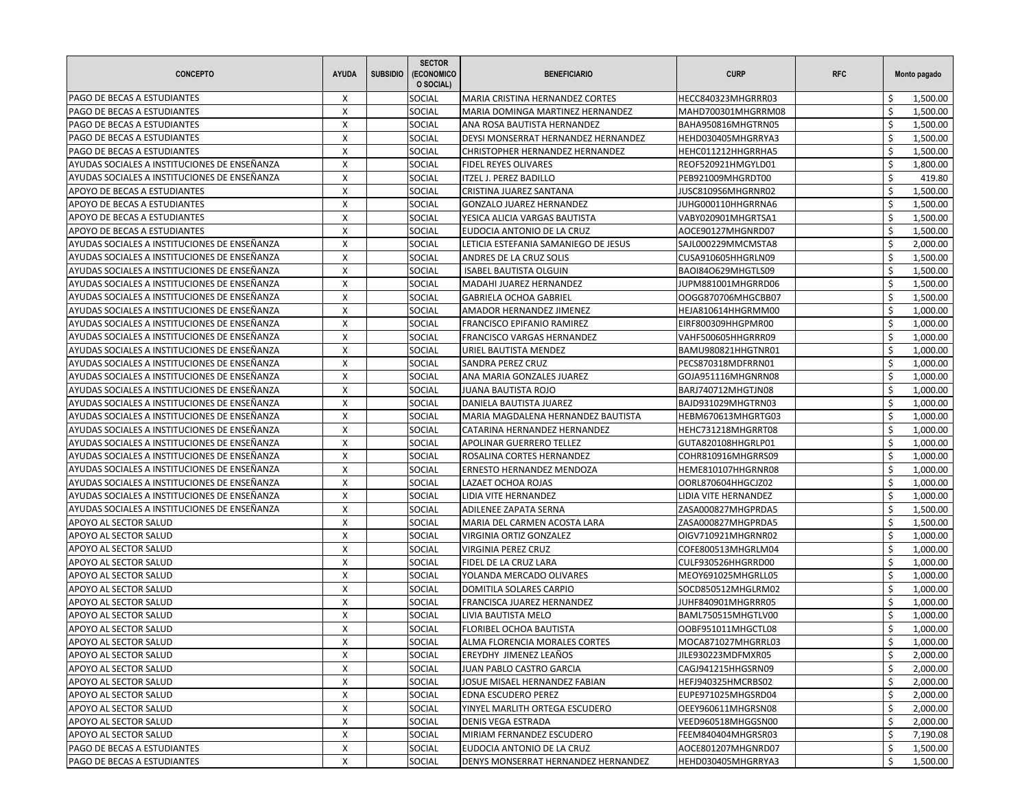| CONCEPTO | AYUDA | SUBSIDIO | SECTOR (ECONOMICO O SOCIAL) | BENEFICIARIO | CURP | RFC | Monto pagado |
|---|---|---|---|---|---|---|---|
| PAGO DE BECAS A ESTUDIANTES | X | | SOCIAL | MARIA CRISTINA HERNANDEZ CORTES | HECC840323MHGRRR03 | | $ 1,500.00 |
| PAGO DE BECAS A ESTUDIANTES | X | | SOCIAL | MARIA DOMINGA MARTINEZ HERNANDEZ | MAHD700301MHGRRM08 | | $ 1,500.00 |
| PAGO DE BECAS A ESTUDIANTES | X | | SOCIAL | ANA ROSA BAUTISTA HERNANDEZ | BAHA950816MHGTRN05 | | $ 1,500.00 |
| PAGO DE BECAS A ESTUDIANTES | X | | SOCIAL | DEYSI MONSERRAT HERNANDEZ HERNANDEZ | HEHD030405MHGRRYA3 | | $ 1,500.00 |
| PAGO DE BECAS A ESTUDIANTES | X | | SOCIAL | CHRISTOPHER HERNANDEZ HERNANDEZ | HEHC011212HHGRRHA5 | | $ 1,500.00 |
| AYUDAS SOCIALES A INSTITUCIONES DE ENSEÑANZA | X | | SOCIAL | FIDEL REYES OLIVARES | REOF520921HMGYLD01 | | $ 1,800.00 |
| AYUDAS SOCIALES A INSTITUCIONES DE ENSEÑANZA | X | | SOCIAL | ITZEL J. PEREZ BADILLO | PEB921009MHGRDT00 | | $ 419.80 |
| APOYO DE BECAS A ESTUDIANTES | X | | SOCIAL | CRISTINA JUAREZ SANTANA | JUSC8109S6MHGRNR02 | | $ 1,500.00 |
| APOYO DE BECAS A ESTUDIANTES | X | | SOCIAL | GONZALO JUAREZ HERNANDEZ | JUHG000110HHGRRNA6 | | $ 1,500.00 |
| APOYO DE BECAS A ESTUDIANTES | X | | SOCIAL | YESICA ALICIA VARGAS BAUTISTA | VABY020901MHGRTSA1 | | $ 1,500.00 |
| APOYO DE BECAS A ESTUDIANTES | X | | SOCIAL | EUDOCIA ANTONIO DE LA CRUZ | AOCE90127MHGNRD07 | | $ 1,500.00 |
| AYUDAS SOCIALES A INSTITUCIONES DE ENSEÑANZA | X | | SOCIAL | LETICIA ESTEFANIA SAMANIEGO DE JESUS | SAJL000229MMCMSTA8 | | $ 2,000.00 |
| AYUDAS SOCIALES A INSTITUCIONES DE ENSEÑANZA | X | | SOCIAL | ANDRES DE LA CRUZ SOLIS | CUSA910605HHGRLN09 | | $ 1,500.00 |
| AYUDAS SOCIALES A INSTITUCIONES DE ENSEÑANZA | X | | SOCIAL | ISABEL BAUTISTA OLGUIN | BAOI84O629MHGTLS09 | | $ 1,500.00 |
| AYUDAS SOCIALES A INSTITUCIONES DE ENSEÑANZA | X | | SOCIAL | MADAHI JUAREZ HERNANDEZ | JUPM881001MHGRRD06 | | $ 1,500.00 |
| AYUDAS SOCIALES A INSTITUCIONES DE ENSEÑANZA | X | | SOCIAL | GABRIELA OCHOA GABRIEL | OOGG870706MHGCBB07 | | $ 1,500.00 |
| AYUDAS SOCIALES A INSTITUCIONES DE ENSEÑANZA | X | | SOCIAL | AMADOR HERNANDEZ JIMENEZ | HEJA810614HHGRMM00 | | $ 1,000.00 |
| AYUDAS SOCIALES A INSTITUCIONES DE ENSEÑANZA | X | | SOCIAL | FRANCISCO EPIFANIO RAMIREZ | EIRF800309HHGPMR00 | | $ 1,000.00 |
| AYUDAS SOCIALES A INSTITUCIONES DE ENSEÑANZA | X | | SOCIAL | FRANCISCO VARGAS HERNANDEZ | VAHF500605HHGRRR09 | | $ 1,000.00 |
| AYUDAS SOCIALES A INSTITUCIONES DE ENSEÑANZA | X | | SOCIAL | URIEL BAUTISTA MENDEZ | BAMU980821HHGTNR01 | | $ 1,000.00 |
| AYUDAS SOCIALES A INSTITUCIONES DE ENSEÑANZA | X | | SOCIAL | SANDRA PEREZ CRUZ | PECS870318MDFRRN01 | | $ 1,000.00 |
| AYUDAS SOCIALES A INSTITUCIONES DE ENSEÑANZA | X | | SOCIAL | ANA MARIA GONZALES JUAREZ | GOJA951116MHGNRN08 | | $ 1,000.00 |
| AYUDAS SOCIALES A INSTITUCIONES DE ENSEÑANZA | X | | SOCIAL | JUANA BAUTISTA ROJO | BARJ740712MHGTJN08 | | $ 1,000.00 |
| AYUDAS SOCIALES A INSTITUCIONES DE ENSEÑANZA | X | | SOCIAL | DANIELA BAUTISTA JUAREZ | BAJD931029MHGTRN03 | | $ 1,000.00 |
| AYUDAS SOCIALES A INSTITUCIONES DE ENSEÑANZA | X | | SOCIAL | MARIA MAGDALENA HERNANDEZ BAUTISTA | HEBM670613MHGRTG03 | | $ 1,000.00 |
| AYUDAS SOCIALES A INSTITUCIONES DE ENSEÑANZA | X | | SOCIAL | CATARINA HERNANDEZ HERNANDEZ | HEHC731218MHGRRT08 | | $ 1,000.00 |
| AYUDAS SOCIALES A INSTITUCIONES DE ENSEÑANZA | X | | SOCIAL | APOLINAR GUERRERO TELLEZ | GUTA820108HHGRLP01 | | $ 1,000.00 |
| AYUDAS SOCIALES A INSTITUCIONES DE ENSEÑANZA | X | | SOCIAL | ROSALINA CORTES HERNANDEZ | COHR810916MHGRRS09 | | $ 1,000.00 |
| AYUDAS SOCIALES A INSTITUCIONES DE ENSEÑANZA | X | | SOCIAL | ERNESTO HERNANDEZ MENDOZA | HEME810107HHGRNR08 | | $ 1,000.00 |
| AYUDAS SOCIALES A INSTITUCIONES DE ENSEÑANZA | X | | SOCIAL | LAZAET OCHOA ROJAS | OORL870604HHGCJZ02 | | $ 1,000.00 |
| AYUDAS SOCIALES A INSTITUCIONES DE ENSEÑANZA | X | | SOCIAL | LIDIA VITE HERNANDEZ | LIDIA VITE HERNANDEZ | | $ 1,000.00 |
| AYUDAS SOCIALES A INSTITUCIONES DE ENSEÑANZA | X | | SOCIAL | ADILENEE ZAPATA SERNA | ZASA000827MHGPRDA5 | | $ 1,500.00 |
| APOYO AL SECTOR SALUD | X | | SOCIAL | MARIA DEL CARMEN ACOSTA LARA | ZASA000827MHGPRDA5 | | $ 1,500.00 |
| APOYO AL SECTOR SALUD | X | | SOCIAL | VIRGINIA ORTIZ GONZALEZ | OIGV710921MHGRNR02 | | $ 1,000.00 |
| APOYO AL SECTOR SALUD | X | | SOCIAL | VIRGINIA PEREZ CRUZ | COFE800513MHGRLM04 | | $ 1,000.00 |
| APOYO AL SECTOR SALUD | X | | SOCIAL | FIDEL DE LA CRUZ LARA | CULF930526HHGRRD00 | | $ 1,000.00 |
| APOYO AL SECTOR SALUD | X | | SOCIAL | YOLANDA MERCADO OLIVARES | MEOY691025MHGRLL05 | | $ 1,000.00 |
| APOYO AL SECTOR SALUD | X | | SOCIAL | DOMITILA SOLARES CARPIO | SOCD850512MHGLRM02 | | $ 1,000.00 |
| APOYO AL SECTOR SALUD | X | | SOCIAL | FRANCISCA JUAREZ HERNANDEZ | JUHF840901MHGRRR05 | | $ 1,000.00 |
| APOYO AL SECTOR SALUD | X | | SOCIAL | LIVIA BAUTISTA MELO | BAML750515MHGTLV00 | | $ 1,000.00 |
| APOYO AL SECTOR SALUD | X | | SOCIAL | FLORIBEL OCHOA BAUTISTA | OOBF951011MHGCTL08 | | $ 1,000.00 |
| APOYO AL SECTOR SALUD | X | | SOCIAL | ALMA FLORENCIA MORALES CORTES | MOCA871027MHGRRL03 | | $ 1,000.00 |
| APOYO AL SECTOR SALUD | X | | SOCIAL | EREYDHY JIMENEZ LEAÑOS | JILE930223MDFMXR05 | | $ 2,000.00 |
| APOYO AL SECTOR SALUD | X | | SOCIAL | JUAN PABLO CASTRO GARCIA | CAGJ941215HHGSRN09 | | $ 2,000.00 |
| APOYO AL SECTOR SALUD | X | | SOCIAL | JOSUE MISAEL HERNANDEZ FABIAN | HEFJ940325HMCRBS02 | | $ 2,000.00 |
| APOYO AL SECTOR SALUD | X | | SOCIAL | EDNA ESCUDERO PEREZ | EUPE971025MHGSRD04 | | $ 2,000.00 |
| APOYO AL SECTOR SALUD | X | | SOCIAL | YINYEL MARLITH ORTEGA ESCUDERO | OEEY960611MHGRSN08 | | $ 2,000.00 |
| APOYO AL SECTOR SALUD | X | | SOCIAL | DENIS VEGA ESTRADA | VEED960518MHGGSN00 | | $ 2,000.00 |
| APOYO AL SECTOR SALUD | X | | SOCIAL | MIRIAM FERNANDEZ ESCUDERO | FEEM840404MHGRSR03 | | $ 7,190.08 |
| PAGO DE BECAS A ESTUDIANTES | X | | SOCIAL | EUDOCIA ANTONIO DE LA CRUZ | AOCE801207MHGNRD07 | | $ 1,500.00 |
| PAGO DE BECAS A ESTUDIANTES | X | | SOCIAL | DENYS MONSERRAT HERNANDEZ HERNANDEZ | HEHD030405MHGRRYA3 | | $ 1,500.00 |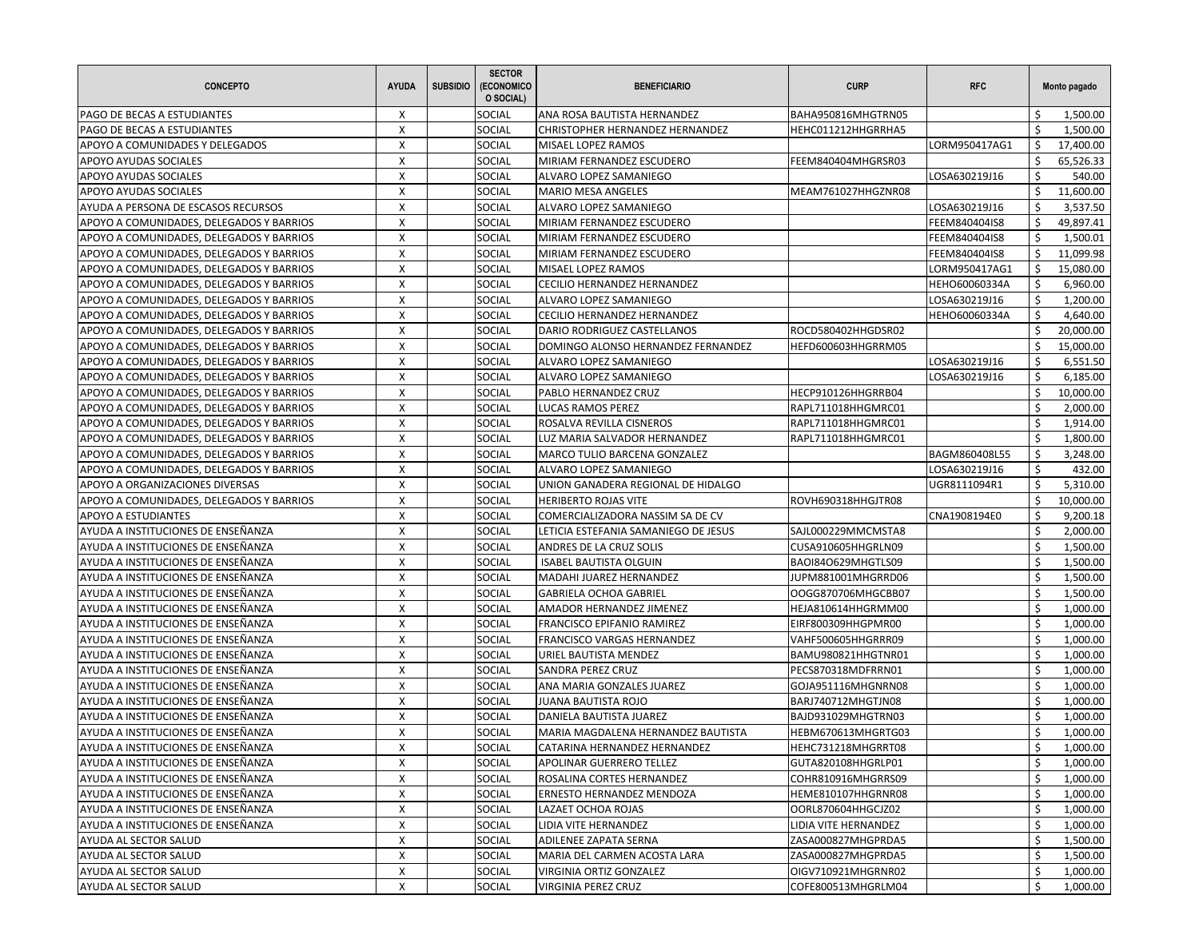| CONCEPTO | AYUDA | SUBSIDIO | SECTOR (ECONOMICO O SOCIAL) | BENEFICIARIO | CURP | RFC | Monto pagado |
|---|---|---|---|---|---|---|---|
| PAGO DE BECAS A ESTUDIANTES | X | | SOCIAL | ANA ROSA BAUTISTA HERNANDEZ | BAHA950816MHGTRN05 | | $ 1,500.00 |
| PAGO DE BECAS A ESTUDIANTES | X | | SOCIAL | CHRISTOPHER HERNANDEZ HERNANDEZ | HEHC011212HHGRRHA5 | | $ 1,500.00 |
| APOYO A COMUNIDADES Y DELEGADOS | X | | SOCIAL | MISAEL LOPEZ RAMOS | | LORM950417AG1 | $ 17,400.00 |
| APOYO AYUDAS SOCIALES | X | | SOCIAL | MIRIAM FERNANDEZ ESCUDERO | FEEM840404MHGRSR03 | | $ 65,526.33 |
| APOYO AYUDAS SOCIALES | X | | SOCIAL | ALVARO LOPEZ SAMANIEGO | | LOSA630219J16 | $ 540.00 |
| APOYO AYUDAS SOCIALES | X | | SOCIAL | MARIO MESA ANGELES | MEAM761027HHGZNR08 | | $ 11,600.00 |
| AYUDA A PERSONA DE ESCASOS RECURSOS | X | | SOCIAL | ALVARO LOPEZ SAMANIEGO | | LOSA630219J16 | $ 3,537.50 |
| APOYO A COMUNIDADES, DELEGADOS Y BARRIOS | X | | SOCIAL | MIRIAM FERNANDEZ ESCUDERO | | FEEM840404IS8 | $ 49,897.41 |
| APOYO A COMUNIDADES, DELEGADOS Y BARRIOS | X | | SOCIAL | MIRIAM FERNANDEZ ESCUDERO | | FEEM840404IS8 | $ 1,500.01 |
| APOYO A COMUNIDADES, DELEGADOS Y BARRIOS | X | | SOCIAL | MIRIAM FERNANDEZ ESCUDERO | | FEEM840404IS8 | $ 11,099.98 |
| APOYO A COMUNIDADES, DELEGADOS Y BARRIOS | X | | SOCIAL | MISAEL LOPEZ RAMOS | | LORM950417AG1 | $ 15,080.00 |
| APOYO A COMUNIDADES, DELEGADOS Y BARRIOS | X | | SOCIAL | CECILIO HERNANDEZ HERNANDEZ | | HEHO60060334A | $ 6,960.00 |
| APOYO A COMUNIDADES, DELEGADOS Y BARRIOS | X | | SOCIAL | ALVARO LOPEZ SAMANIEGO | | LOSA630219J16 | $ 1,200.00 |
| APOYO A COMUNIDADES, DELEGADOS Y BARRIOS | X | | SOCIAL | CECILIO HERNANDEZ HERNANDEZ | | HEHO60060334A | $ 4,640.00 |
| APOYO A COMUNIDADES, DELEGADOS Y BARRIOS | X | | SOCIAL | DARIO RODRIGUEZ CASTELLANOS | ROCD580402HHGDSR02 | | $ 20,000.00 |
| APOYO A COMUNIDADES, DELEGADOS Y BARRIOS | X | | SOCIAL | DOMINGO ALONSO HERNANDEZ FERNANDEZ | HEFD600603HHGRRM05 | | $ 15,000.00 |
| APOYO A COMUNIDADES, DELEGADOS Y BARRIOS | X | | SOCIAL | ALVARO LOPEZ SAMANIEGO | | LOSA630219J16 | $ 6,551.50 |
| APOYO A COMUNIDADES, DELEGADOS Y BARRIOS | X | | SOCIAL | ALVARO LOPEZ SAMANIEGO | | LOSA630219J16 | $ 6,185.00 |
| APOYO A COMUNIDADES, DELEGADOS Y BARRIOS | X | | SOCIAL | PABLO HERNANDEZ CRUZ | HECP910126HHGRRB04 | | $ 10,000.00 |
| APOYO A COMUNIDADES, DELEGADOS Y BARRIOS | X | | SOCIAL | LUCAS RAMOS PEREZ | RAPL711018HHGMRC01 | | $ 2,000.00 |
| APOYO A COMUNIDADES, DELEGADOS Y BARRIOS | X | | SOCIAL | ROSALVA REVILLA CISNEROS | RAPL711018HHGMRC01 | | $ 1,914.00 |
| APOYO A COMUNIDADES, DELEGADOS Y BARRIOS | X | | SOCIAL | LUZ MARIA SALVADOR HERNANDEZ | RAPL711018HHGMRC01 | | $ 1,800.00 |
| APOYO A COMUNIDADES, DELEGADOS Y BARRIOS | X | | SOCIAL | MARCO TULIO BARCENA GONZALEZ | | BAGM860408L55 | $ 3,248.00 |
| APOYO A COMUNIDADES, DELEGADOS Y BARRIOS | X | | SOCIAL | ALVARO LOPEZ SAMANIEGO | | LOSA630219J16 | $ 432.00 |
| APOYO A ORGANIZACIONES DIVERSAS | X | | SOCIAL | UNION GANADERA REGIONAL DE HIDALGO | | UGR8111094R1 | $ 5,310.00 |
| APOYO A COMUNIDADES, DELEGADOS Y BARRIOS | X | | SOCIAL | HERIBERTO ROJAS VITE | ROVH690318HHGJTR08 | | $ 10,000.00 |
| APOYO A ESTUDIANTES | X | | SOCIAL | COMERCIALIZADORA NASSIM SA DE CV | | CNA1908194E0 | $ 9,200.18 |
| AYUDA A INSTITUCIONES DE ENSEÑANZA | X | | SOCIAL | LETICIA ESTEFANIA SAMANIEGO DE JESUS | SAJL000229MMCMSTA8 | | $ 2,000.00 |
| AYUDA A INSTITUCIONES DE ENSEÑANZA | X | | SOCIAL | ANDRES DE LA CRUZ SOLIS | CUSA910605HHGRLN09 | | $ 1,500.00 |
| AYUDA A INSTITUCIONES DE ENSEÑANZA | X | | SOCIAL | ISABEL BAUTISTA OLGUIN | BAOI84O629MHGTLS09 | | $ 1,500.00 |
| AYUDA A INSTITUCIONES DE ENSEÑANZA | X | | SOCIAL | MADAHI JUAREZ HERNANDEZ | JUPM881001MHGRRD06 | | $ 1,500.00 |
| AYUDA A INSTITUCIONES DE ENSEÑANZA | X | | SOCIAL | GABRIELA OCHOA GABRIEL | OOGG870706MHGCBB07 | | $ 1,500.00 |
| AYUDA A INSTITUCIONES DE ENSEÑANZA | X | | SOCIAL | AMADOR HERNANDEZ JIMENEZ | HEJA810614HHGRMM00 | | $ 1,000.00 |
| AYUDA A INSTITUCIONES DE ENSEÑANZA | X | | SOCIAL | FRANCISCO EPIFANIO RAMIREZ | EIRF800309HHGPMR00 | | $ 1,000.00 |
| AYUDA A INSTITUCIONES DE ENSEÑANZA | X | | SOCIAL | FRANCISCO VARGAS HERNANDEZ | VAHF500605HHGRRR09 | | $ 1,000.00 |
| AYUDA A INSTITUCIONES DE ENSEÑANZA | X | | SOCIAL | URIEL BAUTISTA MENDEZ | BAMU980821HHGTNR01 | | $ 1,000.00 |
| AYUDA A INSTITUCIONES DE ENSEÑANZA | X | | SOCIAL | SANDRA PEREZ CRUZ | PECS870318MDFRRN01 | | $ 1,000.00 |
| AYUDA A INSTITUCIONES DE ENSEÑANZA | X | | SOCIAL | ANA MARIA GONZALES JUAREZ | GOJA951116MHGNRN08 | | $ 1,000.00 |
| AYUDA A INSTITUCIONES DE ENSEÑANZA | X | | SOCIAL | JUANA BAUTISTA ROJO | BARJ740712MHGTJN08 | | $ 1,000.00 |
| AYUDA A INSTITUCIONES DE ENSEÑANZA | X | | SOCIAL | DANIELA BAUTISTA JUAREZ | BAJD931029MHGTRN03 | | $ 1,000.00 |
| AYUDA A INSTITUCIONES DE ENSEÑANZA | X | | SOCIAL | MARIA MAGDALENA HERNANDEZ BAUTISTA | HEBM670613MHGRTG03 | | $ 1,000.00 |
| AYUDA A INSTITUCIONES DE ENSEÑANZA | X | | SOCIAL | CATARINA HERNANDEZ HERNANDEZ | HEHC731218MHGRRT08 | | $ 1,000.00 |
| AYUDA A INSTITUCIONES DE ENSEÑANZA | X | | SOCIAL | APOLINAR GUERRERO TELLEZ | GUTA820108HHGRLP01 | | $ 1,000.00 |
| AYUDA A INSTITUCIONES DE ENSEÑANZA | X | | SOCIAL | ROSALINA CORTES HERNANDEZ | COHR810916MHGRRS09 | | $ 1,000.00 |
| AYUDA A INSTITUCIONES DE ENSEÑANZA | X | | SOCIAL | ERNESTO HERNANDEZ MENDOZA | HEME810107HHGRNR08 | | $ 1,000.00 |
| AYUDA A INSTITUCIONES DE ENSEÑANZA | X | | SOCIAL | LAZAET OCHOA ROJAS | OORL870604HHGCJZ02 | | $ 1,000.00 |
| AYUDA A INSTITUCIONES DE ENSEÑANZA | X | | SOCIAL | LIDIA VITE HERNANDEZ | LIDIA VITE HERNANDEZ | | $ 1,000.00 |
| AYUDA AL SECTOR SALUD | X | | SOCIAL | ADILENEE ZAPATA SERNA | ZASA000827MHGPRDA5 | | $ 1,500.00 |
| AYUDA AL SECTOR SALUD | X | | SOCIAL | MARIA DEL CARMEN ACOSTA LARA | ZASA000827MHGPRDA5 | | $ 1,500.00 |
| AYUDA AL SECTOR SALUD | X | | SOCIAL | VIRGINIA ORTIZ GONZALEZ | OIGV710921MHGRNR02 | | $ 1,000.00 |
| AYUDA AL SECTOR SALUD | X | | SOCIAL | VIRGINIA PEREZ CRUZ | COFE800513MHGRLM04 | | $ 1,000.00 |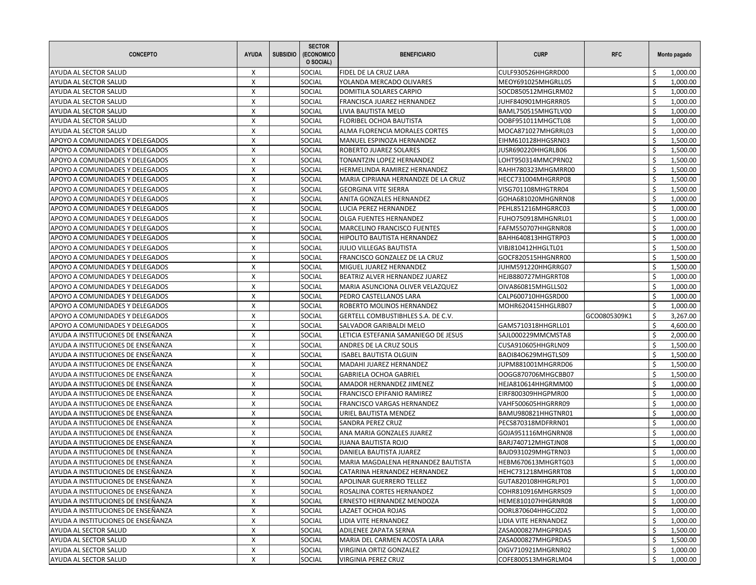| CONCEPTO | AYUDA | SUBSIDIO | SECTOR (ECONOMICO O SOCIAL) | BENEFICIARIO | CURP | RFC | Monto pagado |
|---|---|---|---|---|---|---|---|
| AYUDA AL SECTOR SALUD | X | | SOCIAL | FIDEL DE LA CRUZ LARA | CULF930526HHGRRD00 | | $ 1,000.00 |
| AYUDA AL SECTOR SALUD | X | | SOCIAL | YOLANDA MERCADO OLIVARES | MEOY691025MHGRLL05 | | $ 1,000.00 |
| AYUDA AL SECTOR SALUD | X | | SOCIAL | DOMITILA SOLARES CARPIO | SOCD850512MHGLRM02 | | $ 1,000.00 |
| AYUDA AL SECTOR SALUD | X | | SOCIAL | FRANCISCA JUAREZ HERNANDEZ | JUHF840901MHGRRR05 | | $ 1,000.00 |
| AYUDA AL SECTOR SALUD | X | | SOCIAL | LIVIA BAUTISTA MELO | BAML750515MHGTLV00 | | $ 1,000.00 |
| AYUDA AL SECTOR SALUD | X | | SOCIAL | FLORIBEL OCHOA BAUTISTA | OOBF951011MHGCTL08 | | $ 1,000.00 |
| AYUDA AL SECTOR SALUD | X | | SOCIAL | ALMA FLORENCIA MORALES CORTES | MOCA871027MHGRRL03 | | $ 1,000.00 |
| APOYO A COMUNIDADES Y DELEGADOS | X | | SOCIAL | MANUEL ESPINOZA HERNANDEZ | EIHM610128HHGSRN03 | | $ 1,500.00 |
| APOYO A COMUNIDADES Y DELEGADOS | X | | SOCIAL | ROBERTO JUAREZ SOLARES | JUSR690220HHGRLB06 | | $ 1,500.00 |
| APOYO A COMUNIDADES Y DELEGADOS | X | | SOCIAL | TONANTZIN LOPEZ HERNANDEZ | LOHT950314MMCPRN02 | | $ 1,500.00 |
| APOYO A COMUNIDADES Y DELEGADOS | X | | SOCIAL | HERMELINDA RAMIREZ HERNANDEZ | RAHH780323MHGMRR00 | | $ 1,500.00 |
| APOYO A COMUNIDADES Y DELEGADOS | X | | SOCIAL | MARIA CIPRIANA HERNANDZE DE LA CRUZ | HECC731004MHGRRP08 | | $ 1,500.00 |
| APOYO A COMUNIDADES Y DELEGADOS | X | | SOCIAL | GEORGINA VITE SIERRA | VISG701108MHGTRR04 | | $ 1,500.00 |
| APOYO A COMUNIDADES Y DELEGADOS | X | | SOCIAL | ANITA GONZALES HERNANDEZ | GOHA681020MHGNRN08 | | $ 1,000.00 |
| APOYO A COMUNIDADES Y DELEGADOS | X | | SOCIAL | LUCIA PEREZ HERNANDEZ | PEHL851216MHGRRC03 | | $ 1,000.00 |
| APOYO A COMUNIDADES Y DELEGADOS | X | | SOCIAL | OLGA FUENTES HERNANDEZ | FUHO750918MHGNRL01 | | $ 1,000.00 |
| APOYO A COMUNIDADES Y DELEGADOS | X | | SOCIAL | MARCELINO FRANCISCO FUENTES | FAFM550707HHGRNR08 | | $ 1,000.00 |
| APOYO A COMUNIDADES Y DELEGADOS | X | | SOCIAL | HIPOLITO BAUTISTA HERNANDEZ | BAHH640813HHGTRP03 | | $ 1,000.00 |
| APOYO A COMUNIDADES Y DELEGADOS | X | | SOCIAL | JULIO VILLEGAS BAUTISTA | VIBJ810412HHGLTL01 | | $ 1,500.00 |
| APOYO A COMUNIDADES Y DELEGADOS | X | | SOCIAL | FRANCISCO GONZALEZ DE LA CRUZ | GOCF820515HHGNRR00 | | $ 1,500.00 |
| APOYO A COMUNIDADES Y DELEGADOS | X | | SOCIAL | MIGUEL JUAREZ HERNANDEZ | JUHM591220HHGRRG07 | | $ 1,500.00 |
| APOYO A COMUNIDADES Y DELEGADOS | X | | SOCIAL | BEATRIZ ALVER HERNANDEZ JUAREZ | HEJB880727MHGRRT08 | | $ 1,000.00 |
| APOYO A COMUNIDADES Y DELEGADOS | X | | SOCIAL | MARIA ASUNCIONA OLIVER VELAZQUEZ | OIVA860815MHGLLS02 | | $ 1,000.00 |
| APOYO A COMUNIDADES Y DELEGADOS | X | | SOCIAL | PEDRO CASTELLANOS LARA | CALP600710HHGSRD00 | | $ 1,000.00 |
| APOYO A COMUNIDADES Y DELEGADOS | X | | SOCIAL | ROBERTO MOLINOS HERNANDEZ | MOHR620415HHGLRB07 | | $ 1,000.00 |
| APOYO A COMUNIDADES Y DELEGADOS | X | | SOCIAL | GERTELL COMBUSTIBHLES S.A. DE C.V. | | GCO0805309K1 | $ 3,267.00 |
| APOYO A COMUNIDADES Y DELEGADOS | X | | SOCIAL | SALVADOR GARIBALDI MELO | GAMS710318HHGRLL01 | | $ 4,600.00 |
| AYUDA A INSTITUCIONES DE ENSEÑANZA | X | | SOCIAL | LETICIA ESTEFANIA SAMANIEGO DE JESUS | SAJL000229MMCMSTA8 | | $ 2,000.00 |
| AYUDA A INSTITUCIONES DE ENSEÑANZA | X | | SOCIAL | ANDRES DE LA CRUZ SOLIS | CUSA910605HHGRLN09 | | $ 1,500.00 |
| AYUDA A INSTITUCIONES DE ENSEÑANZA | X | | SOCIAL | ISABEL BAUTISTA OLGUIN | BAOI84O629MHGTLS09 | | $ 1,500.00 |
| AYUDA A INSTITUCIONES DE ENSEÑANZA | X | | SOCIAL | MADAHI JUAREZ HERNANDEZ | JUPM881001MHGRRD06 | | $ 1,500.00 |
| AYUDA A INSTITUCIONES DE ENSEÑANZA | X | | SOCIAL | GABRIELA OCHOA GABRIEL | OOGG870706MHGCBB07 | | $ 1,500.00 |
| AYUDA A INSTITUCIONES DE ENSEÑANZA | X | | SOCIAL | AMADOR HERNANDEZ JIMENEZ | HEJA810614HHGRMM00 | | $ 1,000.00 |
| AYUDA A INSTITUCIONES DE ENSEÑANZA | X | | SOCIAL | FRANCISCO EPIFANIO RAMIREZ | EIRF800309HHGPMR00 | | $ 1,000.00 |
| AYUDA A INSTITUCIONES DE ENSEÑANZA | X | | SOCIAL | FRANCISCO VARGAS HERNANDEZ | VAHF500605HHGRRR09 | | $ 1,000.00 |
| AYUDA A INSTITUCIONES DE ENSEÑANZA | X | | SOCIAL | URIEL BAUTISTA MENDEZ | BAMU980821HHGTNR01 | | $ 1,000.00 |
| AYUDA A INSTITUCIONES DE ENSEÑANZA | X | | SOCIAL | SANDRA PEREZ CRUZ | PECS870318MDFRRN01 | | $ 1,000.00 |
| AYUDA A INSTITUCIONES DE ENSEÑANZA | X | | SOCIAL | ANA MARIA GONZALES JUAREZ | GOJA951116MHGNRN08 | | $ 1,000.00 |
| AYUDA A INSTITUCIONES DE ENSEÑANZA | X | | SOCIAL | JUANA BAUTISTA ROJO | BARJ740712MHGTJN08 | | $ 1,000.00 |
| AYUDA A INSTITUCIONES DE ENSEÑANZA | X | | SOCIAL | DANIELA BAUTISTA JUAREZ | BAJD931029MHGTRN03 | | $ 1,000.00 |
| AYUDA A INSTITUCIONES DE ENSEÑANZA | X | | SOCIAL | MARIA MAGDALENA HERNANDEZ BAUTISTA | HEBM670613MHGRTG03 | | $ 1,000.00 |
| AYUDA A INSTITUCIONES DE ENSEÑANZA | X | | SOCIAL | CATARINA HERNANDEZ HERNANDEZ | HEHC731218MHGRRT08 | | $ 1,000.00 |
| AYUDA A INSTITUCIONES DE ENSEÑANZA | X | | SOCIAL | APOLINAR GUERRERO TELLEZ | GUTA820108HHGRLP01 | | $ 1,000.00 |
| AYUDA A INSTITUCIONES DE ENSEÑANZA | X | | SOCIAL | ROSALINA CORTES HERNANDEZ | COHR810916MHGRRS09 | | $ 1,000.00 |
| AYUDA A INSTITUCIONES DE ENSEÑANZA | X | | SOCIAL | ERNESTO HERNANDEZ MENDOZA | HEME810107HHGRNR08 | | $ 1,000.00 |
| AYUDA A INSTITUCIONES DE ENSEÑANZA | X | | SOCIAL | LAZAET OCHOA ROJAS | OORL870604HHGCJZ02 | | $ 1,000.00 |
| AYUDA A INSTITUCIONES DE ENSEÑANZA | X | | SOCIAL | LIDIA VITE HERNANDEZ | LIDIA VITE HERNANDEZ | | $ 1,000.00 |
| AYUDA AL SECTOR SALUD | X | | SOCIAL | ADILENEE ZAPATA SERNA | ZASA000827MHGPRDA5 | | $ 1,500.00 |
| AYUDA AL SECTOR SALUD | X | | SOCIAL | MARIA DEL CARMEN ACOSTA LARA | ZASA000827MHGPRDA5 | | $ 1,500.00 |
| AYUDA AL SECTOR SALUD | X | | SOCIAL | VIRGINIA ORTIZ GONZALEZ | OIGV710921MHGRNR02 | | $ 1,000.00 |
| AYUDA AL SECTOR SALUD | X | | SOCIAL | VIRGINIA PEREZ CRUZ | COFE800513MHGRLM04 | | $ 1,000.00 |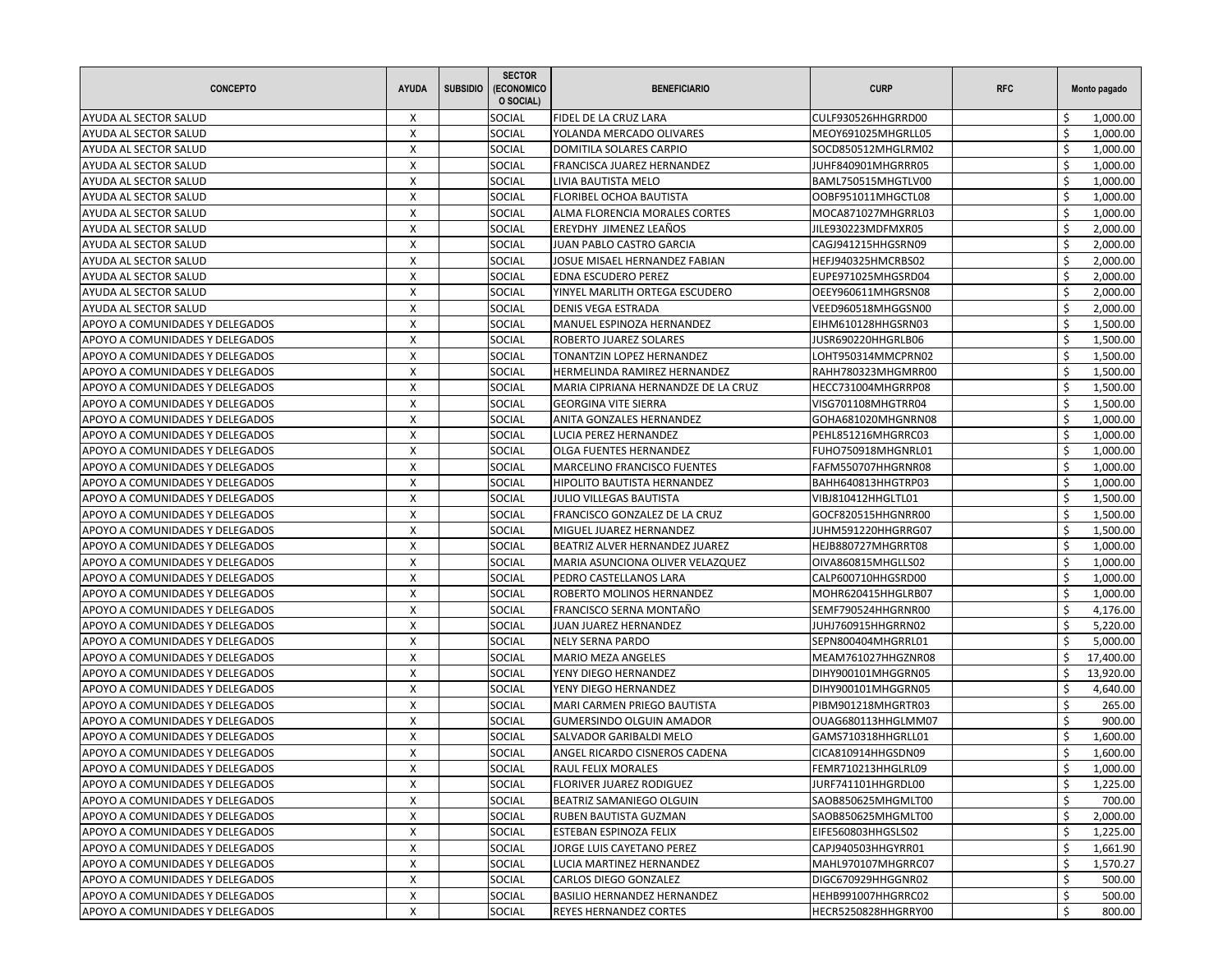| CONCEPTO | AYUDA | SUBSIDIO | SECTOR (ECONOMICO O SOCIAL) | BENEFICIARIO | CURP | RFC | Monto pagado |
|---|---|---|---|---|---|---|---|
| AYUDA AL SECTOR SALUD | X | | SOCIAL | FIDEL DE LA CRUZ LARA | CULF930526HHGRRD00 | | $ 1,000.00 |
| AYUDA AL SECTOR SALUD | X | | SOCIAL | YOLANDA MERCADO OLIVARES | MEOY691025MHGRLL05 | | $ 1,000.00 |
| AYUDA AL SECTOR SALUD | X | | SOCIAL | DOMITILA SOLARES CARPIO | SOCD850512MHGLRM02 | | $ 1,000.00 |
| AYUDA AL SECTOR SALUD | X | | SOCIAL | FRANCISCA JUAREZ HERNANDEZ | JUHF840901MHGRRR05 | | $ 1,000.00 |
| AYUDA AL SECTOR SALUD | X | | SOCIAL | LIVIA BAUTISTA MELO | BAML750515MHGTLV00 | | $ 1,000.00 |
| AYUDA AL SECTOR SALUD | X | | SOCIAL | FLORIBEL OCHOA BAUTISTA | OOBF951011MHGCTL08 | | $ 1,000.00 |
| AYUDA AL SECTOR SALUD | X | | SOCIAL | ALMA FLORENCIA MORALES CORTES | MOCA871027MHGRRL03 | | $ 1,000.00 |
| AYUDA AL SECTOR SALUD | X | | SOCIAL | EREYDHY JIMENEZ LEAÑOS | JILE930223MDFMXR05 | | $ 2,000.00 |
| AYUDA AL SECTOR SALUD | X | | SOCIAL | JUAN PABLO CASTRO GARCIA | CAGJ941215HHGSRN09 | | $ 2,000.00 |
| AYUDA AL SECTOR SALUD | X | | SOCIAL | JOSUE MISAEL HERNANDEZ FABIAN | HEFJ940325HMCRBS02 | | $ 2,000.00 |
| AYUDA AL SECTOR SALUD | X | | SOCIAL | EDNA ESCUDERO PEREZ | EUPE971025MHGSRD04 | | $ 2,000.00 |
| AYUDA AL SECTOR SALUD | X | | SOCIAL | YINYEL MARLITH ORTEGA ESCUDERO | OEEY960611MHGRSN08 | | $ 2,000.00 |
| AYUDA AL SECTOR SALUD | X | | SOCIAL | DENIS VEGA ESTRADA | VEED960518MHGGSN00 | | $ 2,000.00 |
| APOYO A COMUNIDADES Y DELEGADOS | X | | SOCIAL | MANUEL ESPINOZA HERNANDEZ | EIHM610128HHGSRN03 | | $ 1,500.00 |
| APOYO A COMUNIDADES Y DELEGADOS | X | | SOCIAL | ROBERTO JUAREZ SOLARES | JUSR690220HHGRLB06 | | $ 1,500.00 |
| APOYO A COMUNIDADES Y DELEGADOS | X | | SOCIAL | TONANTZIN LOPEZ HERNANDEZ | LOHT950314MMCPRN02 | | $ 1,500.00 |
| APOYO A COMUNIDADES Y DELEGADOS | X | | SOCIAL | HERMELINDA RAMIREZ HERNANDEZ | RAHH780323MHGMRR00 | | $ 1,500.00 |
| APOYO A COMUNIDADES Y DELEGADOS | X | | SOCIAL | MARIA CIPRIANA HERNANDZE DE LA CRUZ | HECC731004MHGRRP08 | | $ 1,500.00 |
| APOYO A COMUNIDADES Y DELEGADOS | X | | SOCIAL | GEORGINA VITE SIERRA | VISG701108MHGTRR04 | | $ 1,500.00 |
| APOYO A COMUNIDADES Y DELEGADOS | X | | SOCIAL | ANITA GONZALES HERNANDEZ | GOHA681020MHGNRN08 | | $ 1,000.00 |
| APOYO A COMUNIDADES Y DELEGADOS | X | | SOCIAL | LUCIA PEREZ HERNANDEZ | PEHL851216MHGRRC03 | | $ 1,000.00 |
| APOYO A COMUNIDADES Y DELEGADOS | X | | SOCIAL | OLGA FUENTES HERNANDEZ | FUHO750918MHGNRL01 | | $ 1,000.00 |
| APOYO A COMUNIDADES Y DELEGADOS | X | | SOCIAL | MARCELINO FRANCISCO FUENTES | FAFM550707HHGRNR08 | | $ 1,000.00 |
| APOYO A COMUNIDADES Y DELEGADOS | X | | SOCIAL | HIPOLITO BAUTISTA HERNANDEZ | BAHH640813HHGTRP03 | | $ 1,000.00 |
| APOYO A COMUNIDADES Y DELEGADOS | X | | SOCIAL | JULIO VILLEGAS BAUTISTA | VIBJ810412HHGLTL01 | | $ 1,500.00 |
| APOYO A COMUNIDADES Y DELEGADOS | X | | SOCIAL | FRANCISCO GONZALEZ DE LA CRUZ | GOCF820515HHGNRR00 | | $ 1,500.00 |
| APOYO A COMUNIDADES Y DELEGADOS | X | | SOCIAL | MIGUEL JUAREZ HERNANDEZ | JUHM591220HHGRRG07 | | $ 1,500.00 |
| APOYO A COMUNIDADES Y DELEGADOS | X | | SOCIAL | BEATRIZ ALVER HERNANDEZ JUAREZ | HEJB880727MHGRRT08 | | $ 1,000.00 |
| APOYO A COMUNIDADES Y DELEGADOS | X | | SOCIAL | MARIA ASUNCIONA OLIVER VELAZQUEZ | OIVA860815MHGLLS02 | | $ 1,000.00 |
| APOYO A COMUNIDADES Y DELEGADOS | X | | SOCIAL | PEDRO CASTELLANOS LARA | CALP600710HHGSRD00 | | $ 1,000.00 |
| APOYO A COMUNIDADES Y DELEGADOS | X | | SOCIAL | ROBERTO MOLINOS HERNANDEZ | MOHR620415HHGLRB07 | | $ 1,000.00 |
| APOYO A COMUNIDADES Y DELEGADOS | X | | SOCIAL | FRANCISCO SERNA MONTAÑO | SEMF790524HHGRNR00 | | $ 4,176.00 |
| APOYO A COMUNIDADES Y DELEGADOS | X | | SOCIAL | JUAN JUAREZ HERNANDEZ | JUHJ760915HHGRRN02 | | $ 5,220.00 |
| APOYO A COMUNIDADES Y DELEGADOS | X | | SOCIAL | NELY SERNA PARDO | SEPN800404MHGRRL01 | | $ 5,000.00 |
| APOYO A COMUNIDADES Y DELEGADOS | X | | SOCIAL | MARIO MEZA ANGELES | MEAM761027HHGZNR08 | | $ 17,400.00 |
| APOYO A COMUNIDADES Y DELEGADOS | X | | SOCIAL | YENY DIEGO HERNANDEZ | DIHY900101MHGGRN05 | | $ 13,920.00 |
| APOYO A COMUNIDADES Y DELEGADOS | X | | SOCIAL | YENY DIEGO HERNANDEZ | DIHY900101MHGGRN05 | | $ 4,640.00 |
| APOYO A COMUNIDADES Y DELEGADOS | X | | SOCIAL | MARI CARMEN PRIEGO BAUTISTA | PIBM901218MHGRTR03 | | $ 265.00 |
| APOYO A COMUNIDADES Y DELEGADOS | X | | SOCIAL | GUMERSINDO OLGUIN AMADOR | OUAG680113HHGLMM07 | | $ 900.00 |
| APOYO A COMUNIDADES Y DELEGADOS | X | | SOCIAL | SALVADOR GARIBALDI MELO | GAMS710318HHGRLL01 | | $ 1,600.00 |
| APOYO A COMUNIDADES Y DELEGADOS | X | | SOCIAL | ANGEL RICARDO CISNEROS CADENA | CICA810914HHGSDN09 | | $ 1,600.00 |
| APOYO A COMUNIDADES Y DELEGADOS | X | | SOCIAL | RAUL FELIX MORALES | FEMR710213HHGLRL09 | | $ 1,000.00 |
| APOYO A COMUNIDADES Y DELEGADOS | X | | SOCIAL | FLORIVER JUAREZ RODIGUEZ | JURF741101HHGRDL00 | | $ 1,225.00 |
| APOYO A COMUNIDADES Y DELEGADOS | X | | SOCIAL | BEATRIZ SAMANIEGO OLGUIN | SAOB850625MHGMLT00 | | $ 700.00 |
| APOYO A COMUNIDADES Y DELEGADOS | X | | SOCIAL | RUBEN BAUTISTA GUZMAN | SAOB850625MHGMLT00 | | $ 2,000.00 |
| APOYO A COMUNIDADES Y DELEGADOS | X | | SOCIAL | ESTEBAN ESPINOZA FELIX | EIFE560803HHGSLS02 | | $ 1,225.00 |
| APOYO A COMUNIDADES Y DELEGADOS | X | | SOCIAL | JORGE LUIS CAYETANO PEREZ | CAPJ940503HHGYRR01 | | $ 1,661.90 |
| APOYO A COMUNIDADES Y DELEGADOS | X | | SOCIAL | LUCIA MARTINEZ HERNANDEZ | MAHL970107MHGRRC07 | | $ 1,570.27 |
| APOYO A COMUNIDADES Y DELEGADOS | X | | SOCIAL | CARLOS DIEGO GONZALEZ | DIGC670929HHGGNR02 | | $ 500.00 |
| APOYO A COMUNIDADES Y DELEGADOS | X | | SOCIAL | BASILIO HERNANDEZ HERNANDEZ | HEHB991007HHGRRC02 | | $ 500.00 |
| APOYO A COMUNIDADES Y DELEGADOS | X | | SOCIAL | REYES HERNANDEZ CORTES | HECR5250828HHGRRY00 | | $ 800.00 |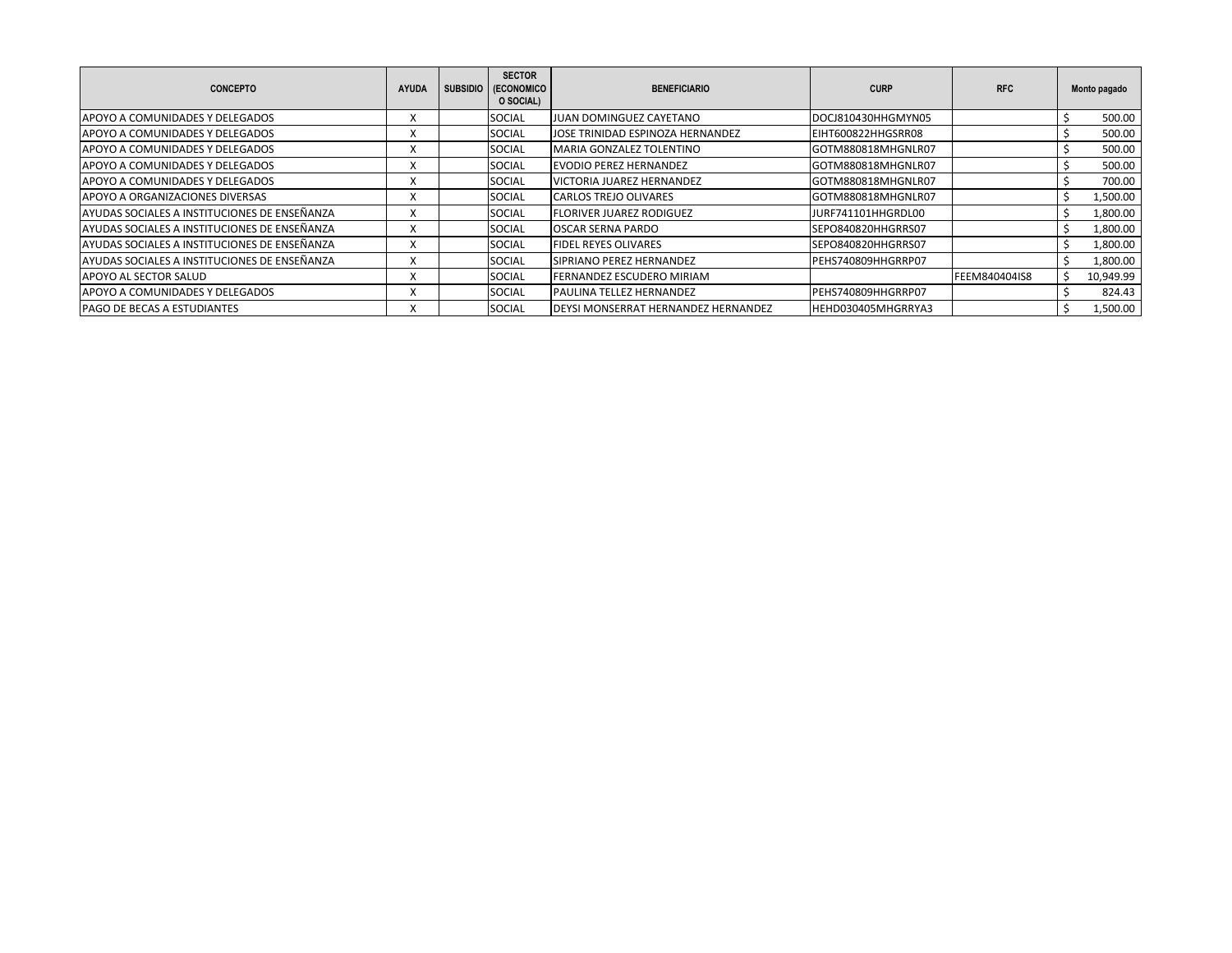| CONCEPTO | AYUDA | SUBSIDIO | SECTOR (ECONOMICO O SOCIAL) | BENEFICIARIO | CURP | RFC | Monto pagado |
|---|---|---|---|---|---|---|---|
| APOYO A COMUNIDADES Y DELEGADOS | X | | SOCIAL | JUAN DOMINGUEZ CAYETANO | DOCJ810430HHGMYN05 | | $ 500.00 |
| APOYO A COMUNIDADES Y DELEGADOS | X | | SOCIAL | JOSE TRINIDAD ESPINOZA HERNANDEZ | EIHT600822HHGSRR08 | | $ 500.00 |
| APOYO A COMUNIDADES Y DELEGADOS | X | | SOCIAL | MARIA GONZALEZ TOLENTINO | GOTM880818MHGNLR07 | | $ 500.00 |
| APOYO A COMUNIDADES Y DELEGADOS | X | | SOCIAL | EVODIO PEREZ HERNANDEZ | GOTM880818MHGNLR07 | | $ 500.00 |
| APOYO A COMUNIDADES Y DELEGADOS | X | | SOCIAL | VICTORIA JUAREZ HERNANDEZ | GOTM880818MHGNLR07 | | $ 700.00 |
| APOYO A ORGANIZACIONES DIVERSAS | X | | SOCIAL | CARLOS TREJO OLIVARES | GOTM880818MHGNLR07 | | $ 1,500.00 |
| AYUDAS SOCIALES A INSTITUCIONES DE ENSEÑANZA | X | | SOCIAL | FLORIVER JUAREZ RODIGUEZ | JURF741101HHGRDL00 | | $ 1,800.00 |
| AYUDAS SOCIALES A INSTITUCIONES DE ENSEÑANZA | X | | SOCIAL | OSCAR SERNA PARDO | SEPO840820HHGRRS07 | | $ 1,800.00 |
| AYUDAS SOCIALES A INSTITUCIONES DE ENSEÑANZA | X | | SOCIAL | FIDEL REYES OLIVARES | SEPO840820HHGRRS07 | | $ 1,800.00 |
| AYUDAS SOCIALES A INSTITUCIONES DE ENSEÑANZA | X | | SOCIAL | SIPRIANO PEREZ HERNANDEZ | PEHS740809HHGRRP07 | | $ 1,800.00 |
| APOYO AL SECTOR SALUD | X | | SOCIAL | FERNANDEZ ESCUDERO MIRIAM | | FEEM840404IS8 | $ 10,949.99 |
| APOYO A COMUNIDADES Y DELEGADOS | X | | SOCIAL | PAULINA TELLEZ HERNANDEZ | PEHS740809HHGRRP07 | | $ 824.43 |
| PAGO DE BECAS A ESTUDIANTES | X | | SOCIAL | DEYSI MONSERRAT HERNANDEZ HERNANDEZ | HEHD030405MHGRRYA3 | | $ 1,500.00 |